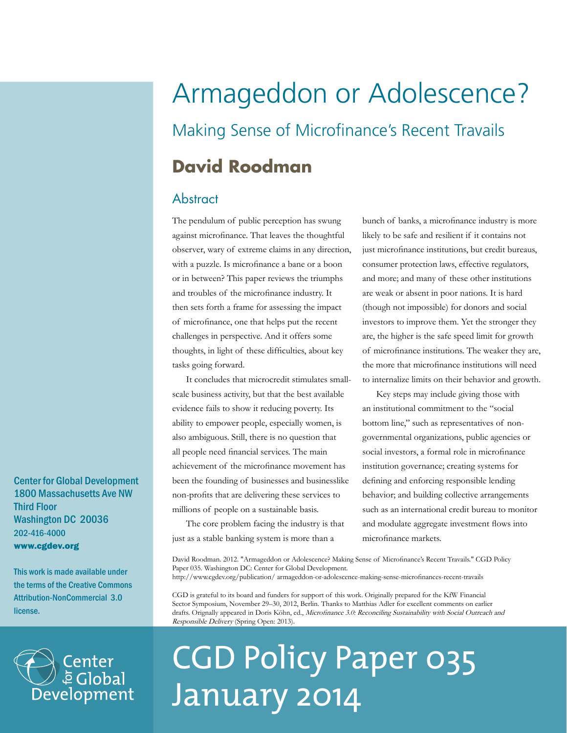# Armageddon or Adolescence?

## Making Sense of Microfinance's Recent Travails

**David Roodman**

### Abstract

The pendulum of public perception has swung against microfinance. That leaves the thoughtful observer, wary of extreme claims in any direction, with a puzzle. Is microfinance a bane or a boon or in between? This paper reviews the triumphs and troubles of the microfinance industry. It then sets forth a frame for assessing the impact of microfinance, one that helps put the recent challenges in perspective. And it offers some thoughts, in light of these difficulties, about key tasks going forward.

It concludes that microcredit stimulates small-scale business activity, but that the best available evidence fails to show it reducing poverty. Its ability to empower people, especially women, is also ambiguous. Still, there is no question that all people need financial services. The main achievement of the microfinance movement has been the founding of businesses and businesslike non-profits that are delivering these services to millions of people on a sustainable basis.

The core problem facing the industry is that just as a stable banking system is more than a bunch of banks, a microfinance industry is more likely to be safe and resilient if it contains not just microfinance institutions, but credit bureaus, consumer protection laws, effective regulators, and more; and many of these other institutions are weak or absent in poor nations. It is hard (though not impossible) for donors and social investors to improve them. Yet the stronger they are, the higher is the safe speed limit for growth of microfinance institutions. The weaker they are, the more that microfinance institutions will need to internalize limits on their behavior and growth.

Key steps may include giving those with an institutional commitment to the "social bottom line," such as representatives of non-governmental organizations, public agencies or social investors, a formal role in microfinance institution governance; creating systems for defining and enforcing responsible lending behavior; and building collective arrangements such as an international credit bureau to monitor and modulate aggregate investment flows into microfinance markets.

David Roodman. 2012. "Armageddon or Adolescence? Making Sense of Microfinance's Recent Travails." CGD Policy Paper 035. Washington DC: Center for Global Development.
http://www.cgdev.org/publication/ armageddon-or-adolescence-making-sense-microfinances-recent-travails

CGD is grateful to its board and funders for support of this work. Originally prepared for the KfW Financial Sector Symposium, November 29–30, 2012, Berlin. Thanks to Matthias Adler for excellent comments on earlier drafts. Orignally appeared in Doris Köhn, ed., *Microfinance 3.0: Reconciling Sustainability with Social Outreach and Responsible Delivery* (Spring Open: 2013).

Center for Global Development
1800 Massachusetts Ave NW
Third Floor
Washington DC 20036
202-416-4000
**www.cgdev.org**

This work is made available under the terms of the Creative Commons Attribution-NonCommercial 3.0 license.

Center for Global Development

# CGD Policy Paper 035
# January 2014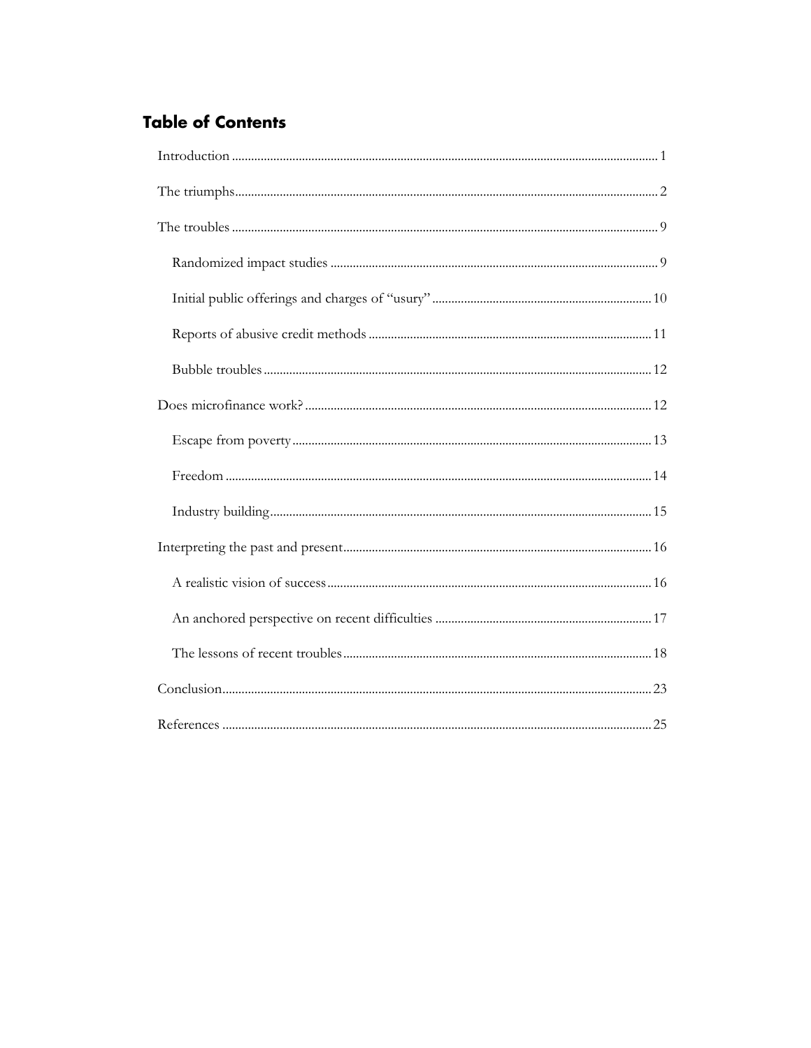## Table of Contents

- Introduction ..... 1
- The triumphs ..... 2
- The troubles ..... 9
  - Randomized impact studies ..... 9
  - Initial public offerings and charges of "usury" ..... 10
  - Reports of abusive credit methods ..... 11
  - Bubble troubles ..... 12
- Does microfinance work? ..... 12
  - Escape from poverty ..... 13
  - Freedom ..... 14
  - Industry building ..... 15
- Interpreting the past and present ..... 16
  - A realistic vision of success ..... 16
  - An anchored perspective on recent difficulties ..... 17
  - The lessons of recent troubles ..... 18
- Conclusion ..... 23
- References ..... 25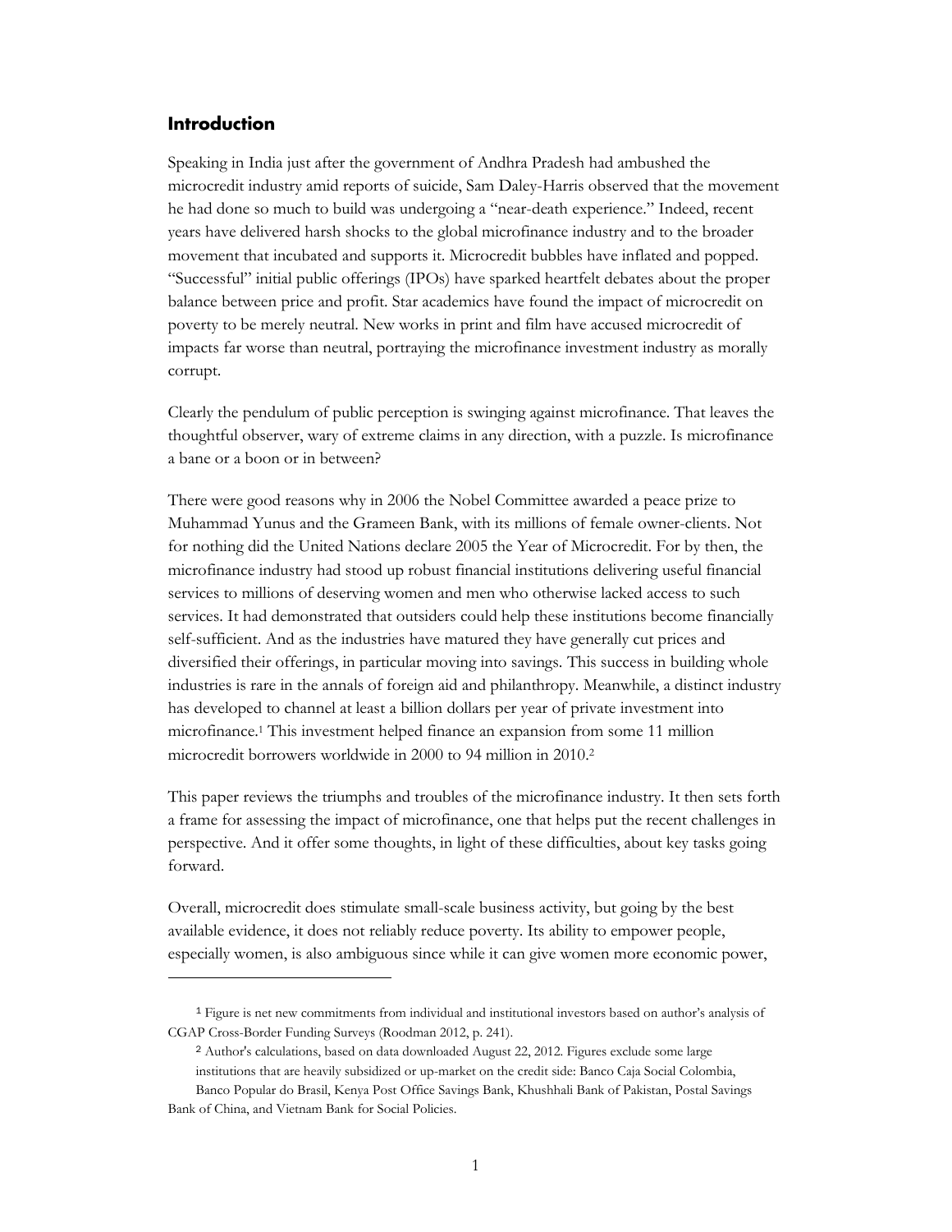## Introduction

Speaking in India just after the government of Andhra Pradesh had ambushed the microcredit industry amid reports of suicide, Sam Daley-Harris observed that the movement he had done so much to build was undergoing a "near-death experience." Indeed, recent years have delivered harsh shocks to the global microfinance industry and to the broader movement that incubated and supports it. Microcredit bubbles have inflated and popped. "Successful" initial public offerings (IPOs) have sparked heartfelt debates about the proper balance between price and profit. Star academics have found the impact of microcredit on poverty to be merely neutral. New works in print and film have accused microcredit of impacts far worse than neutral, portraying the microfinance investment industry as morally corrupt.

Clearly the pendulum of public perception is swinging against microfinance. That leaves the thoughtful observer, wary of extreme claims in any direction, with a puzzle. Is microfinance a bane or a boon or in between?

There were good reasons why in 2006 the Nobel Committee awarded a peace prize to Muhammad Yunus and the Grameen Bank, with its millions of female owner-clients. Not for nothing did the United Nations declare 2005 the Year of Microcredit. For by then, the microfinance industry had stood up robust financial institutions delivering useful financial services to millions of deserving women and men who otherwise lacked access to such services. It had demonstrated that outsiders could help these institutions become financially self-sufficient. And as the industries have matured they have generally cut prices and diversified their offerings, in particular moving into savings. This success in building whole industries is rare in the annals of foreign aid and philanthropy. Meanwhile, a distinct industry has developed to channel at least a billion dollars per year of private investment into microfinance.[1] This investment helped finance an expansion from some 11 million microcredit borrowers worldwide in 2000 to 94 million in 2010.[2]

This paper reviews the triumphs and troubles of the microfinance industry. It then sets forth a frame for assessing the impact of microfinance, one that helps put the recent challenges in perspective. And it offer some thoughts, in light of these difficulties, about key tasks going forward.

Overall, microcredit does stimulate small-scale business activity, but going by the best available evidence, it does not reliably reduce poverty. Its ability to empower people, especially women, is also ambiguous since while it can give women more economic power,

---

[1] Figure is net new commitments from individual and institutional investors based on author's analysis of CGAP Cross-Border Funding Surveys (Roodman 2012, p. 241).

[2] Author's calculations, based on data downloaded August 22, 2012. Figures exclude some large institutions that are heavily subsidized or up-market on the credit side: Banco Caja Social Colombia, Banco Popular do Brasil, Kenya Post Office Savings Bank, Khushhali Bank of Pakistan, Postal Savings Bank of China, and Vietnam Bank for Social Policies.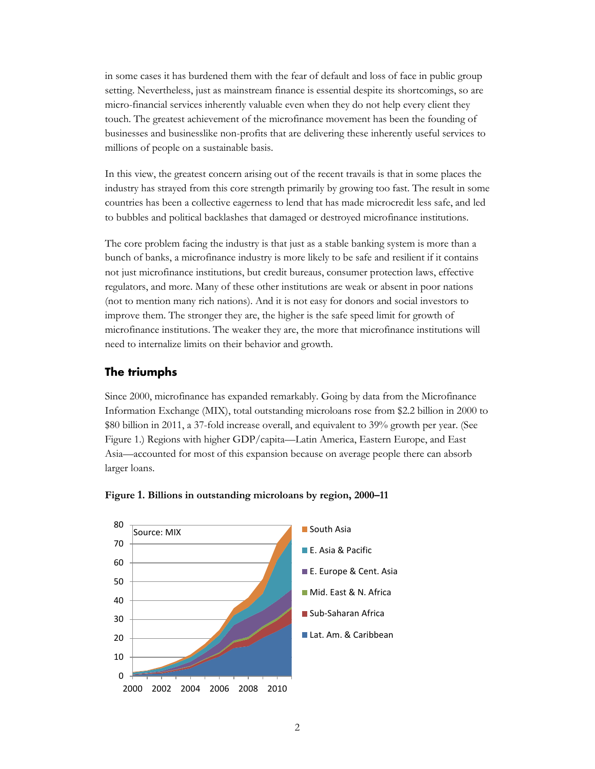in some cases it has burdened them with the fear of default and loss of face in public group setting. Nevertheless, just as mainstream finance is essential despite its shortcomings, so are micro-financial services inherently valuable even when they do not help every client they touch. The greatest achievement of the microfinance movement has been the founding of businesses and businesslike non-profits that are delivering these inherently useful services to millions of people on a sustainable basis.

In this view, the greatest concern arising out of the recent travails is that in some places the industry has strayed from this core strength primarily by growing too fast. The result in some countries has been a collective eagerness to lend that has made microcredit less safe, and led to bubbles and political backlashes that damaged or destroyed microfinance institutions.

The core problem facing the industry is that just as a stable banking system is more than a bunch of banks, a microfinance industry is more likely to be safe and resilient if it contains not just microfinance institutions, but credit bureaus, consumer protection laws, effective regulators, and more. Many of these other institutions are weak or absent in poor nations (not to mention many rich nations). And it is not easy for donors and social investors to improve them. The stronger they are, the higher is the safe speed limit for growth of microfinance institutions. The weaker they are, the more that microfinance institutions will need to internalize limits on their behavior and growth.

## The triumphs

Since 2000, microfinance has expanded remarkably. Going by data from the Microfinance Information Exchange (MIX), total outstanding microloans rose from \$2.2 billion in 2000 to \$80 billion in 2011, a 37-fold increase overall, and equivalent to 39% growth per year. (See Figure 1.) Regions with higher GDP/capita—Latin America, Eastern Europe, and East Asia—accounted for most of this expansion because on average people there can absorb larger loans.

**Figure 1. Billions in outstanding microloans by region, 2000–11**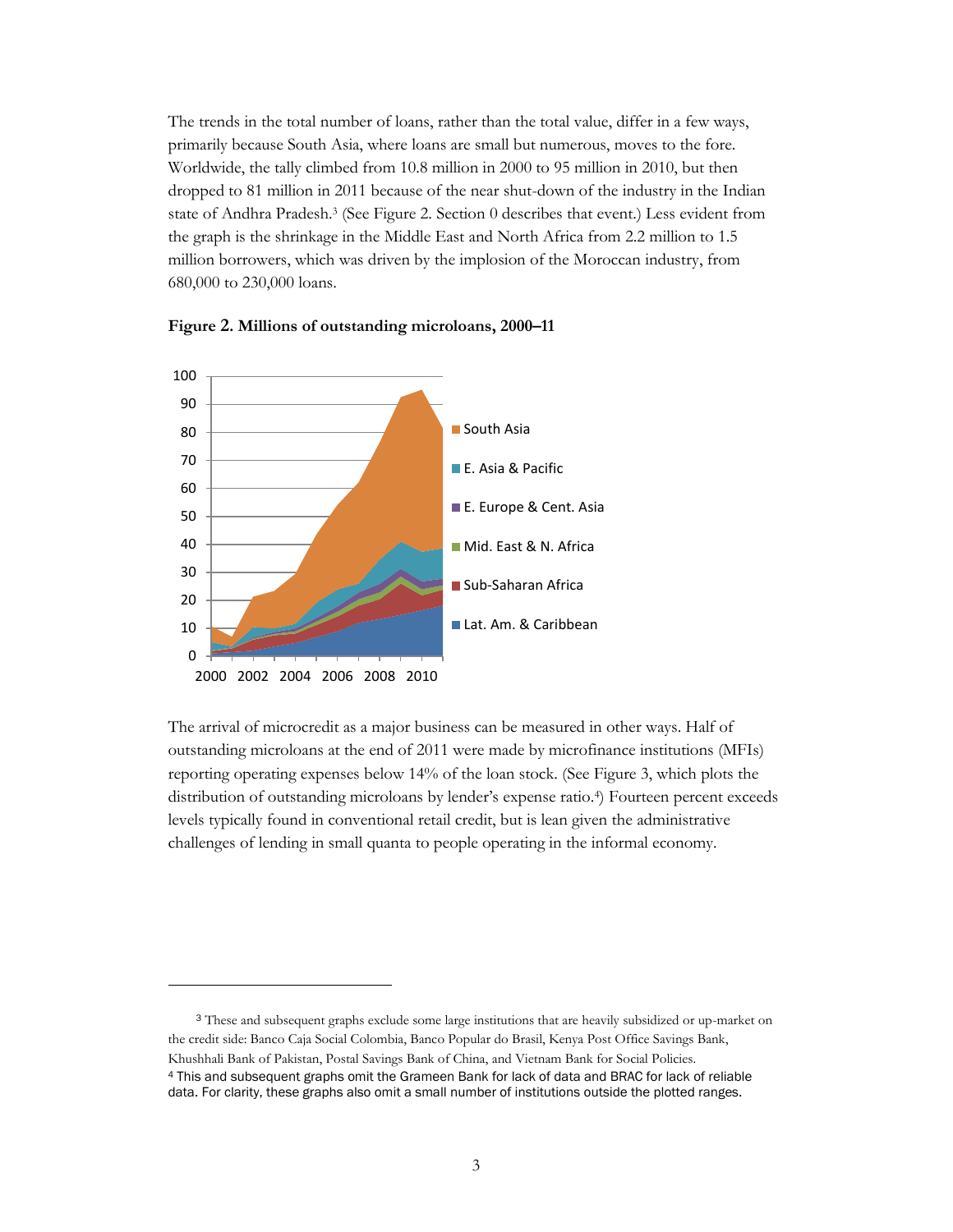The trends in the total number of loans, rather than the total value, differ in a few ways, primarily because South Asia, where loans are small but numerous, moves to the fore. Worldwide, the tally climbed from 10.8 million in 2000 to 95 million in 2010, but then dropped to 81 million in 2011 because of the near shut-down of the industry in the Indian state of Andhra Pradesh.[3] (See Figure 2. Section 0 describes that event.) Less evident from the graph is the shrinkage in the Middle East and North Africa from 2.2 million to 1.5 million borrowers, which was driven by the implosion of the Moroccan industry, from 680,000 to 230,000 loans.

**Figure 2. Millions of outstanding microloans, 2000–11**

The arrival of microcredit as a major business can be measured in other ways. Half of outstanding microloans at the end of 2011 were made by microfinance institutions (MFIs) reporting operating expenses below 14% of the loan stock. (See Figure 3, which plots the distribution of outstanding microloans by lender's expense ratio.[4]) Fourteen percent exceeds levels typically found in conventional retail credit, but is lean given the administrative challenges of lending in small quanta to people operating in the informal economy.

---

[3] These and subsequent graphs exclude some large institutions that are heavily subsidized or up-market on the credit side: Banco Caja Social Colombia, Banco Popular do Brasil, Kenya Post Office Savings Bank, Khushhali Bank of Pakistan, Postal Savings Bank of China, and Vietnam Bank for Social Policies.

[4] This and subsequent graphs omit the Grameen Bank for lack of data and BRAC for lack of reliable data. For clarity, these graphs also omit a small number of institutions outside the plotted ranges.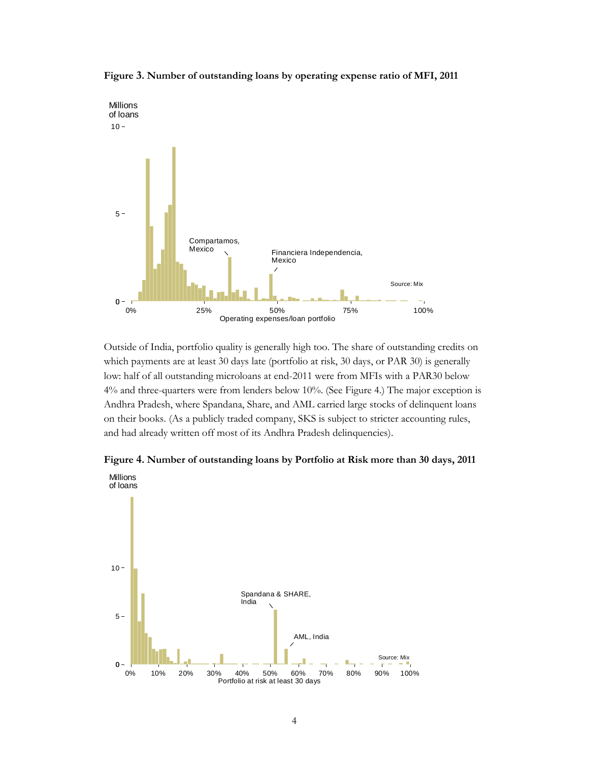**Figure 3. Number of outstanding loans by operating expense ratio of MFI, 2011**

Outside of India, portfolio quality is generally high too. The share of outstanding credits on which payments are at least 30 days late (portfolio at risk, 30 days, or PAR 30) is generally low: half of all outstanding microloans at end-2011 were from MFIs with a PAR30 below 4% and three-quarters were from lenders below 10%. (See Figure 4.) The major exception is Andhra Pradesh, where Spandana, Share, and AML carried large stocks of delinquent loans on their books. (As a publicly traded company, SKS is subject to stricter accounting rules, and had already written off most of its Andhra Pradesh delinquencies).

**Figure 4. Number of outstanding loans by Portfolio at Risk more than 30 days, 2011**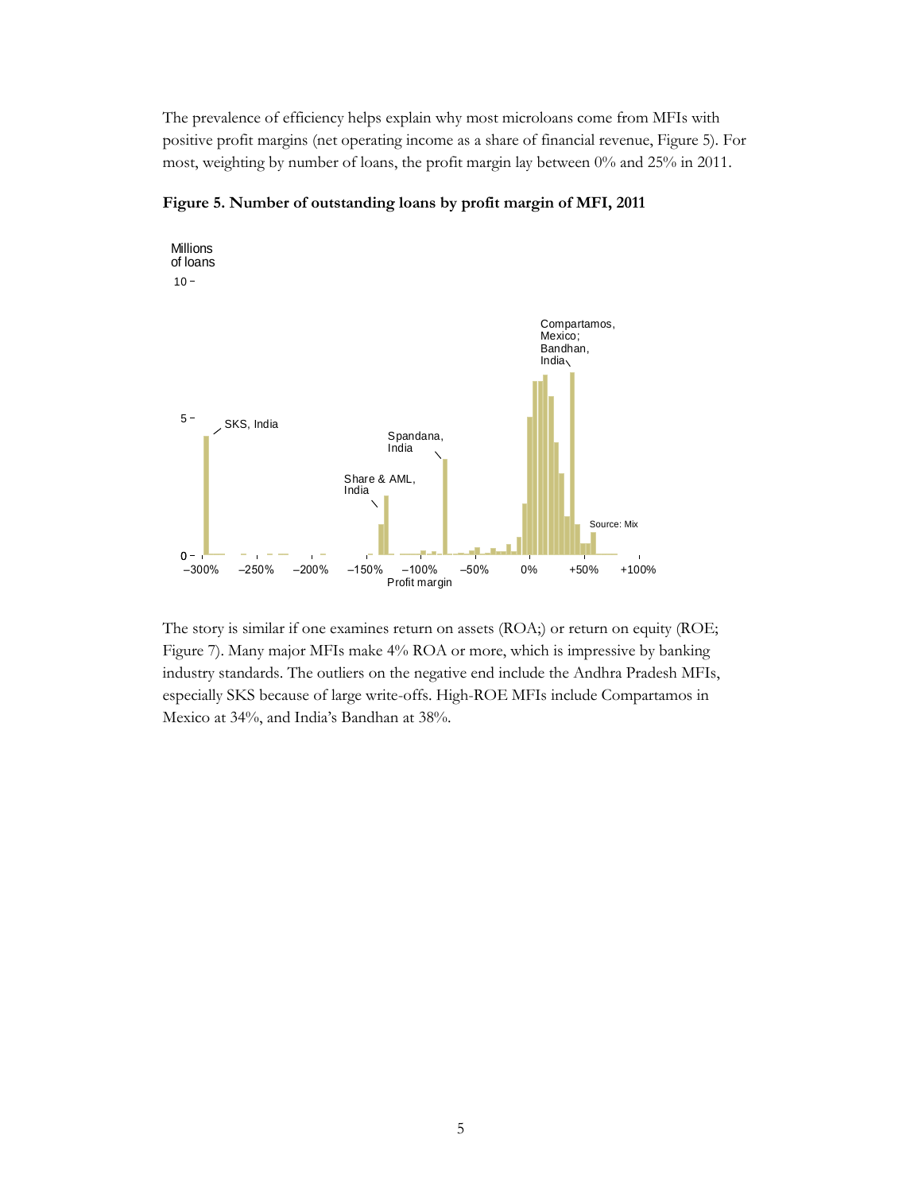The prevalence of efficiency helps explain why most microloans come from MFIs with positive profit margins (net operating income as a share of financial revenue, Figure 5). For most, weighting by number of loans, the profit margin lay between 0% and 25% in 2011.

**Figure 5. Number of outstanding loans by profit margin of MFI, 2011**

The story is similar if one examines return on assets (ROA;) or return on equity (ROE; Figure 7). Many major MFIs make 4% ROA or more, which is impressive by banking industry standards. The outliers on the negative end include the Andhra Pradesh MFIs, especially SKS because of large write-offs. High-ROE MFIs include Compartamos in Mexico at 34%, and India's Bandhan at 38%.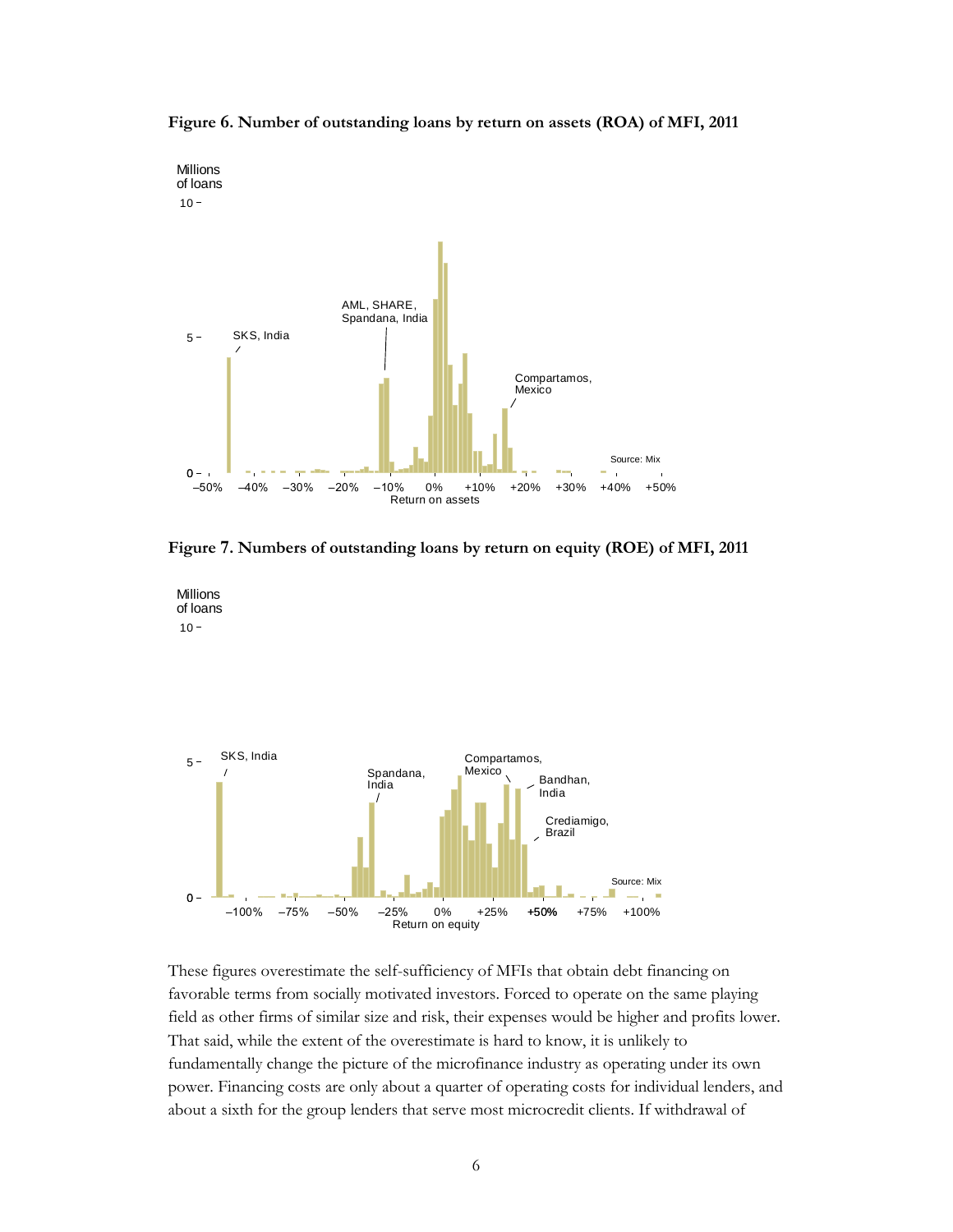**Figure 6. Number of outstanding loans by return on assets (ROA) of MFI, 2011**

**Figure 7. Numbers of outstanding loans by return on equity (ROE) of MFI, 2011**

These figures overestimate the self-sufficiency of MFIs that obtain debt financing on favorable terms from socially motivated investors. Forced to operate on the same playing field as other firms of similar size and risk, their expenses would be higher and profits lower. That said, while the extent of the overestimate is hard to know, it is unlikely to fundamentally change the picture of the microfinance industry as operating under its own power. Financing costs are only about a quarter of operating costs for individual lenders, and about a sixth for the group lenders that serve most microcredit clients. If withdrawal of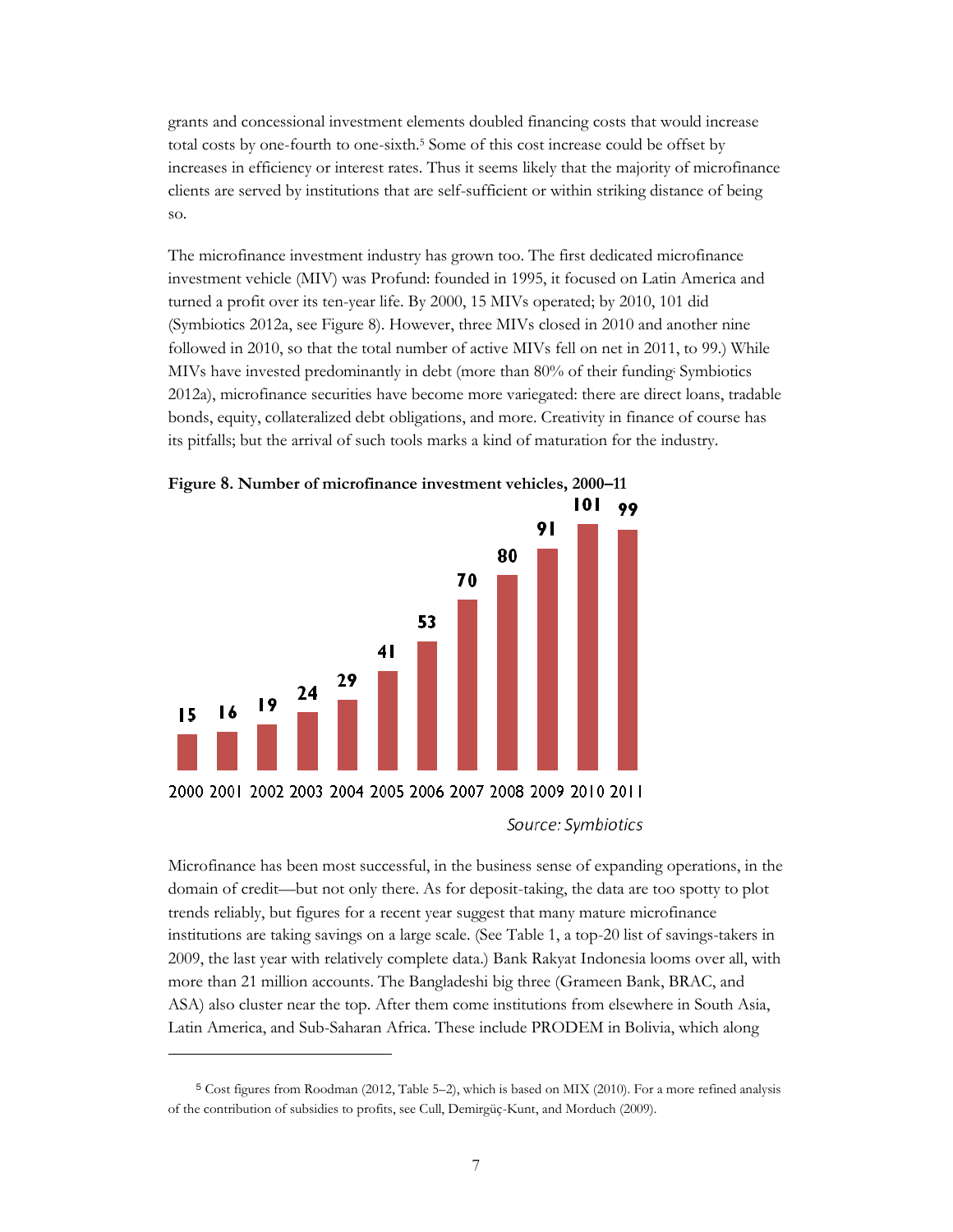grants and concessional investment elements doubled financing costs that would increase total costs by one-fourth to one-sixth.[5] Some of this cost increase could be offset by increases in efficiency or interest rates. Thus it seems likely that the majority of microfinance clients are served by institutions that are self-sufficient or within striking distance of being so.

The microfinance investment industry has grown too. The first dedicated microfinance investment vehicle (MIV) was Profund: founded in 1995, it focused on Latin America and turned a profit over its ten-year life. By 2000, 15 MIVs operated; by 2010, 101 did (Symbiotics 2012a, see Figure 8). However, three MIVs closed in 2010 and another nine followed in 2010, so that the total number of active MIVs fell on net in 2011, to 99.) While MIVs have invested predominantly in debt (more than 80% of their funding; Symbiotics 2012a), microfinance securities have become more variegated: there are direct loans, tradable bonds, equity, collateralized debt obligations, and more. Creativity in finance of course has its pitfalls; but the arrival of such tools marks a kind of maturation for the industry.

**Figure 8. Number of microfinance investment vehicles, 2000–11**

| Year | 2000 | 2001 | 2002 | 2003 | 2004 | 2005 | 2006 | 2007 | 2008 | 2009 | 2010 | 2011 |
|---|---|---|---|---|---|---|---|---|---|---|---|---|
| Number of MIVs | 15 | 16 | 19 | 24 | 29 | 41 | 53 | 70 | 80 | 91 | 101 | 99 |

*Source: Symbiotics*

Microfinance has been most successful, in the business sense of expanding operations, in the domain of credit—but not only there. As for deposit-taking, the data are too spotty to plot trends reliably, but figures for a recent year suggest that many mature microfinance institutions are taking savings on a large scale. (See Table 1, a top-20 list of savings-takers in 2009, the last year with relatively complete data.) Bank Rakyat Indonesia looms over all, with more than 21 million accounts. The Bangladeshi big three (Grameen Bank, BRAC, and ASA) also cluster near the top. After them come institutions from elsewhere in South Asia, Latin America, and Sub-Saharan Africa. These include PRODEM in Bolivia, which along

---

[5] Cost figures from Roodman (2012, Table 5–2), which is based on MIX (2010). For a more refined analysis of the contribution of subsidies to profits, see Cull, Demirgüç-Kunt, and Morduch (2009).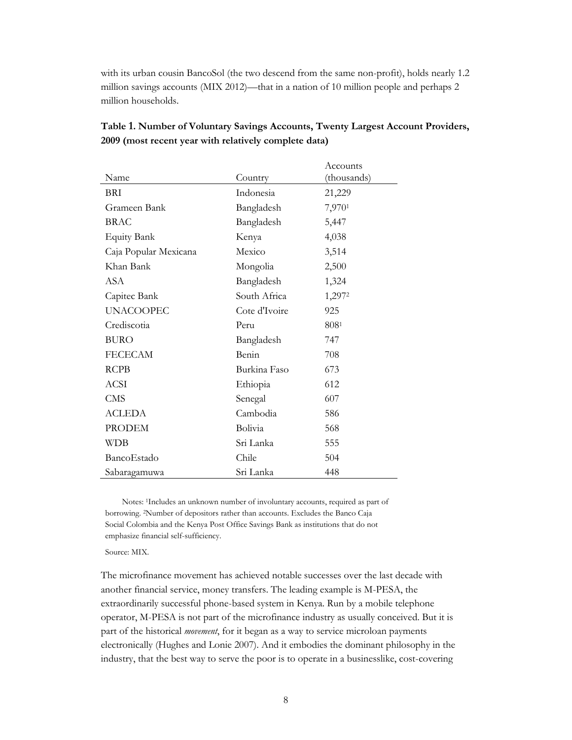with its urban cousin BancoSol (the two descend from the same non-profit), holds nearly 1.2 million savings accounts (MIX 2012)—that in a nation of 10 million people and perhaps 2 million households.

**Table 1. Number of Voluntary Savings Accounts, Twenty Largest Account Providers, 2009 (most recent year with relatively complete data)**

| Name | Country | Accounts (thousands) |
|---|---|---|
| BRI | Indonesia | 21,229 |
| Grameen Bank | Bangladesh | 7,970[1] |
| BRAC | Bangladesh | 5,447 |
| Equity Bank | Kenya | 4,038 |
| Caja Popular Mexicana | Mexico | 3,514 |
| Khan Bank | Mongolia | 2,500 |
| ASA | Bangladesh | 1,324 |
| Capitec Bank | South Africa | 1,297[2] |
| UNACOOPEC | Cote d'Ivoire | 925 |
| Crediscotia | Peru | 808[1] |
| BURO | Bangladesh | 747 |
| FECECAM | Benin | 708 |
| RCPB | Burkina Faso | 673 |
| ACSI | Ethiopia | 612 |
| CMS | Senegal | 607 |
| ACLEDA | Cambodia | 586 |
| PRODEM | Bolivia | 568 |
| WDB | Sri Lanka | 555 |
| BancoEstado | Chile | 504 |
| Sabaragamuwa | Sri Lanka | 448 |

Notes: [1]Includes an unknown number of involuntary accounts, required as part of borrowing. [2]Number of depositors rather than accounts. Excludes the Banco Caja Social Colombia and the Kenya Post Office Savings Bank as institutions that do not emphasize financial self-sufficiency.

Source: MIX.

The microfinance movement has achieved notable successes over the last decade with another financial service, money transfers. The leading example is M-PESA, the extraordinarily successful phone-based system in Kenya. Run by a mobile telephone operator, M-PESA is not part of the microfinance industry as usually conceived. But it is part of the historical *movement*, for it began as a way to service microloan payments electronically (Hughes and Lonie 2007). And it embodies the dominant philosophy in the industry, that the best way to serve the poor is to operate in a businesslike, cost-covering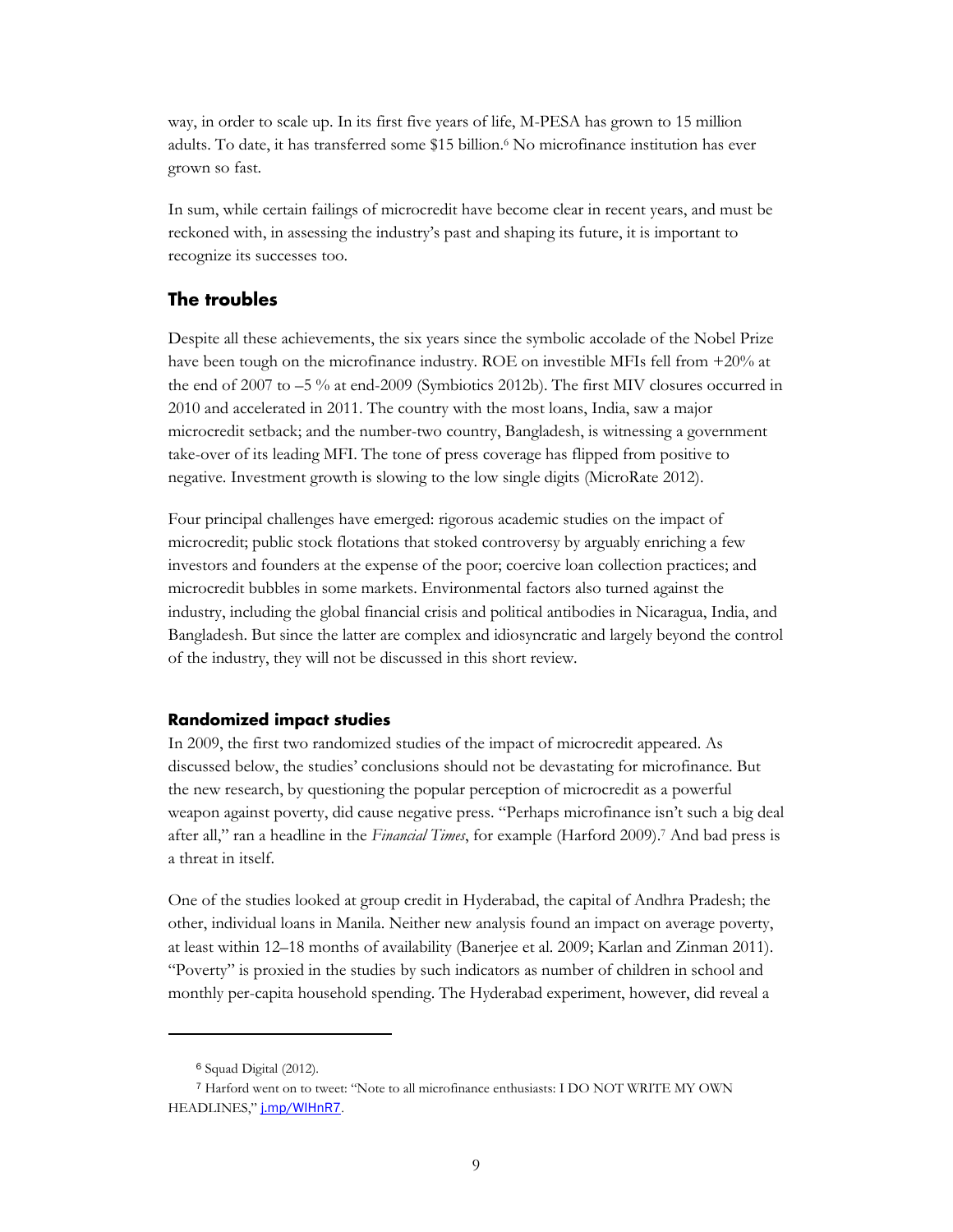way, in order to scale up. In its first five years of life, M-PESA has grown to 15 million adults. To date, it has transferred some $15 billion.[6] No microfinance institution has ever grown so fast.

In sum, while certain failings of microcredit have become clear in recent years, and must be reckoned with, in assessing the industry's past and shaping its future, it is important to recognize its successes too.

## The troubles

Despite all these achievements, the six years since the symbolic accolade of the Nobel Prize have been tough on the microfinance industry. ROE on investible MFIs fell from +20% at the end of 2007 to –5 % at end-2009 (Symbiotics 2012b). The first MIV closures occurred in 2010 and accelerated in 2011. The country with the most loans, India, saw a major microcredit setback; and the number-two country, Bangladesh, is witnessing a government take-over of its leading MFI. The tone of press coverage has flipped from positive to negative. Investment growth is slowing to the low single digits (MicroRate 2012).

Four principal challenges have emerged: rigorous academic studies on the impact of microcredit; public stock flotations that stoked controversy by arguably enriching a few investors and founders at the expense of the poor; coercive loan collection practices; and microcredit bubbles in some markets. Environmental factors also turned against the industry, including the global financial crisis and political antibodies in Nicaragua, India, and Bangladesh. But since the latter are complex and idiosyncratic and largely beyond the control of the industry, they will not be discussed in this short review.

### Randomized impact studies

In 2009, the first two randomized studies of the impact of microcredit appeared. As discussed below, the studies' conclusions should not be devastating for microfinance. But the new research, by questioning the popular perception of microcredit as a powerful weapon against poverty, did cause negative press. "Perhaps microfinance isn't such a big deal after all," ran a headline in the *Financial Times*, for example (Harford 2009).[7] And bad press is a threat in itself.

One of the studies looked at group credit in Hyderabad, the capital of Andhra Pradesh; the other, individual loans in Manila. Neither new analysis found an impact on average poverty, at least within 12–18 months of availability (Banerjee et al. 2009; Karlan and Zinman 2011). "Poverty" is proxied in the studies by such indicators as number of children in school and monthly per-capita household spending. The Hyderabad experiment, however, did reveal a

---

[6] Squad Digital (2012).

[7] Harford went on to tweet: "Note to all microfinance enthusiasts: I DO NOT WRITE MY OWN HEADLINES," j.mp/WIHnR7.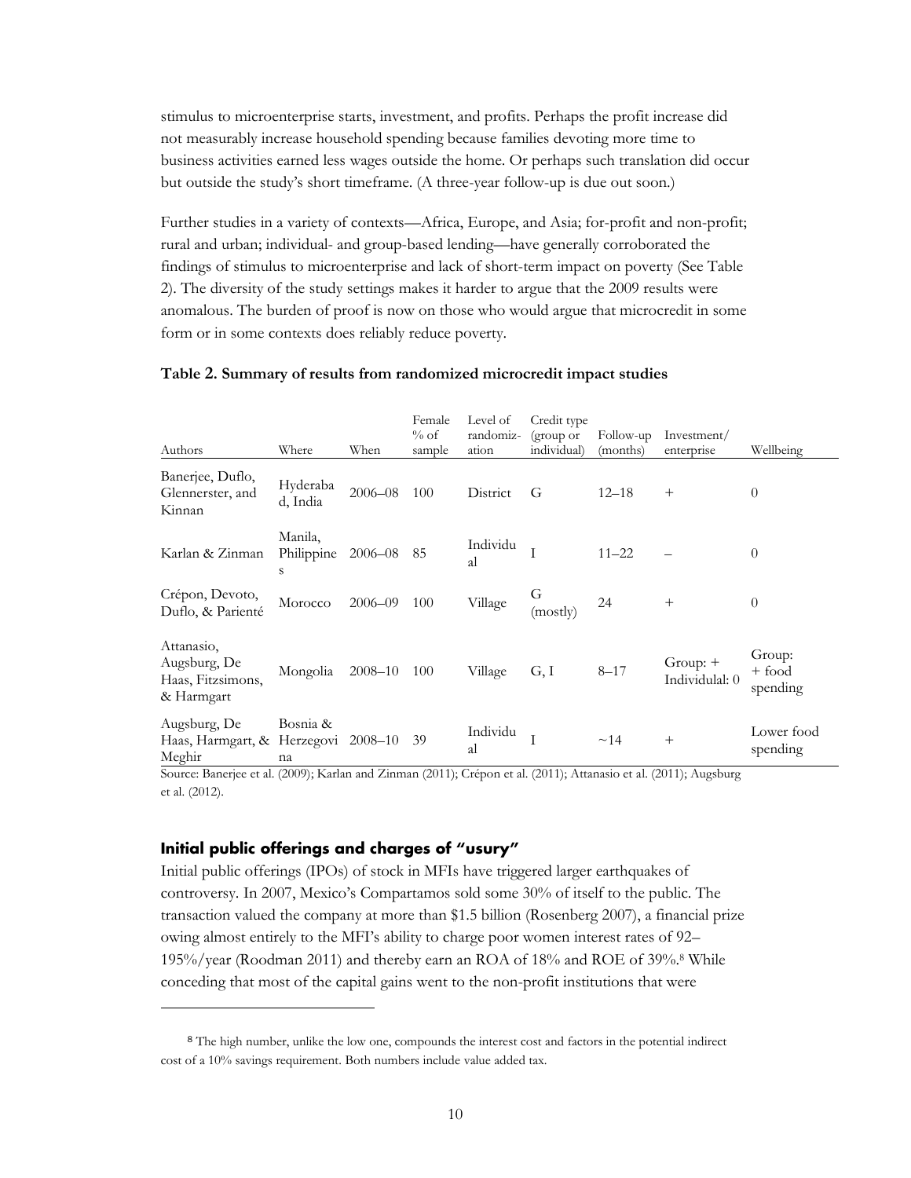stimulus to microenterprise starts, investment, and profits. Perhaps the profit increase did not measurably increase household spending because families devoting more time to business activities earned less wages outside the home. Or perhaps such translation did occur but outside the study's short timeframe. (A three-year follow-up is due out soon.)

Further studies in a variety of contexts—Africa, Europe, and Asia; for-profit and non-profit; rural and urban; individual- and group-based lending—have generally corroborated the findings of stimulus to microenterprise and lack of short-term impact on poverty (See Table 2). The diversity of the study settings makes it harder to argue that the 2009 results were anomalous. The burden of proof is now on those who would argue that microcredit in some form or in some contexts does reliably reduce poverty.

**Table 2. Summary of results from randomized microcredit impact studies**

| Authors | Where | When | Female % of sample | Level of randomization | Credit type (group or individual) | Follow-up (months) | Investment/ enterprise | Wellbeing |
|---|---|---|---|---|---|---|---|---|
| Banerjee, Duflo, Glennerster, and Kinnan | Hyderabad, India | 2006–08 | 100 | District | G | 12–18 | + | 0 |
| Karlan & Zinman | Manila, Philippines | 2006–08 | 85 | Individual | I | 11–22 | – | 0 |
| Crépon, Devoto, Duflo, & Parienté | Morocco | 2006–09 | 100 | Village | G (mostly) | 24 | + | 0 |
| Attanasio, Augsburg, De Haas, Fitzsimons, & Harmgart | Mongolia | 2008–10 | 100 | Village | G, I | 8–17 | Group: + Individual: 0 | Group: + food spending |
| Augsburg, De Haas, Harmgart, & Meghir | Bosnia & Herzegovina | 2008–10 | 39 | Individual | I | ~14 | + | Lower food spending |

Source: Banerjee et al. (2009); Karlan and Zinman (2011); Crépon et al. (2011); Attanasio et al. (2011); Augsburg et al. (2012).

### Initial public offerings and charges of "usury"

Initial public offerings (IPOs) of stock in MFIs have triggered larger earthquakes of controversy. In 2007, Mexico's Compartamos sold some 30% of itself to the public. The transaction valued the company at more than \$1.5 billion (Rosenberg 2007), a financial prize owing almost entirely to the MFI's ability to charge poor women interest rates of 92–195%/year (Roodman 2011) and thereby earn an ROA of 18% and ROE of 39%.[8] While conceding that most of the capital gains went to the non-profit institutions that were

[8] The high number, unlike the low one, compounds the interest cost and factors in the potential indirect cost of a 10% savings requirement. Both numbers include value added tax.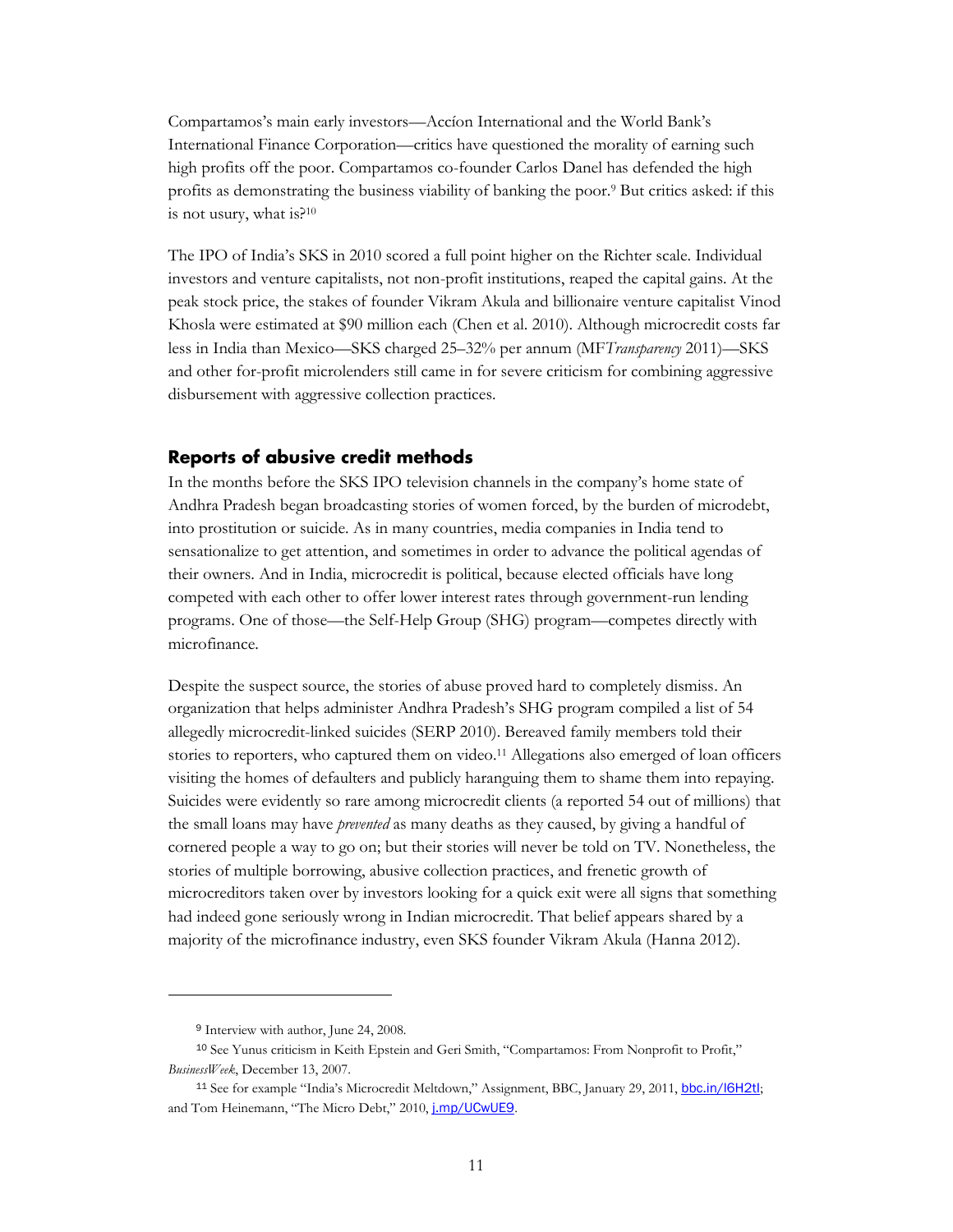Compartamos's main early investors—Accíon International and the World Bank's International Finance Corporation—critics have questioned the morality of earning such high profits off the poor. Compartamos co-founder Carlos Danel has defended the high profits as demonstrating the business viability of banking the poor.[9] But critics asked: if this is not usury, what is?[10]

The IPO of India's SKS in 2010 scored a full point higher on the Richter scale. Individual investors and venture capitalists, not non-profit institutions, reaped the capital gains. At the peak stock price, the stakes of founder Vikram Akula and billionaire venture capitalist Vinod Khosla were estimated at $90 million each (Chen et al. 2010). Although microcredit costs far less in India than Mexico—SKS charged 25–32% per annum (MF*Transparency* 2011)—SKS and other for-profit microlenders still came in for severe criticism for combining aggressive disbursement with aggressive collection practices.

## Reports of abusive credit methods

In the months before the SKS IPO television channels in the company's home state of Andhra Pradesh began broadcasting stories of women forced, by the burden of microdebt, into prostitution or suicide. As in many countries, media companies in India tend to sensationalize to get attention, and sometimes in order to advance the political agendas of their owners. And in India, microcredit is political, because elected officials have long competed with each other to offer lower interest rates through government-run lending programs. One of those—the Self-Help Group (SHG) program—competes directly with microfinance.

Despite the suspect source, the stories of abuse proved hard to completely dismiss. An organization that helps administer Andhra Pradesh's SHG program compiled a list of 54 allegedly microcredit-linked suicides (SERP 2010). Bereaved family members told their stories to reporters, who captured them on video.[11] Allegations also emerged of loan officers visiting the homes of defaulters and publicly haranguing them to shame them into repaying. Suicides were evidently so rare among microcredit clients (a reported 54 out of millions) that the small loans may have *prevented* as many deaths as they caused, by giving a handful of cornered people a way to go on; but their stories will never be told on TV. Nonetheless, the stories of multiple borrowing, abusive collection practices, and frenetic growth of microcreditors taken over by investors looking for a quick exit were all signs that something had indeed gone seriously wrong in Indian microcredit. That belief appears shared by a majority of the microfinance industry, even SKS founder Vikram Akula (Hanna 2012).

---

[9] Interview with author, June 24, 2008.

[10] See Yunus criticism in Keith Epstein and Geri Smith, "Compartamos: From Nonprofit to Profit," *BusinessWeek*, December 13, 2007.

[11] See for example "India's Microcredit Meltdown," Assignment, BBC, January 29, 2011, bbc.in/I6H2tI; and Tom Heinemann, "The Micro Debt," 2010, j.mp/UCwUE9.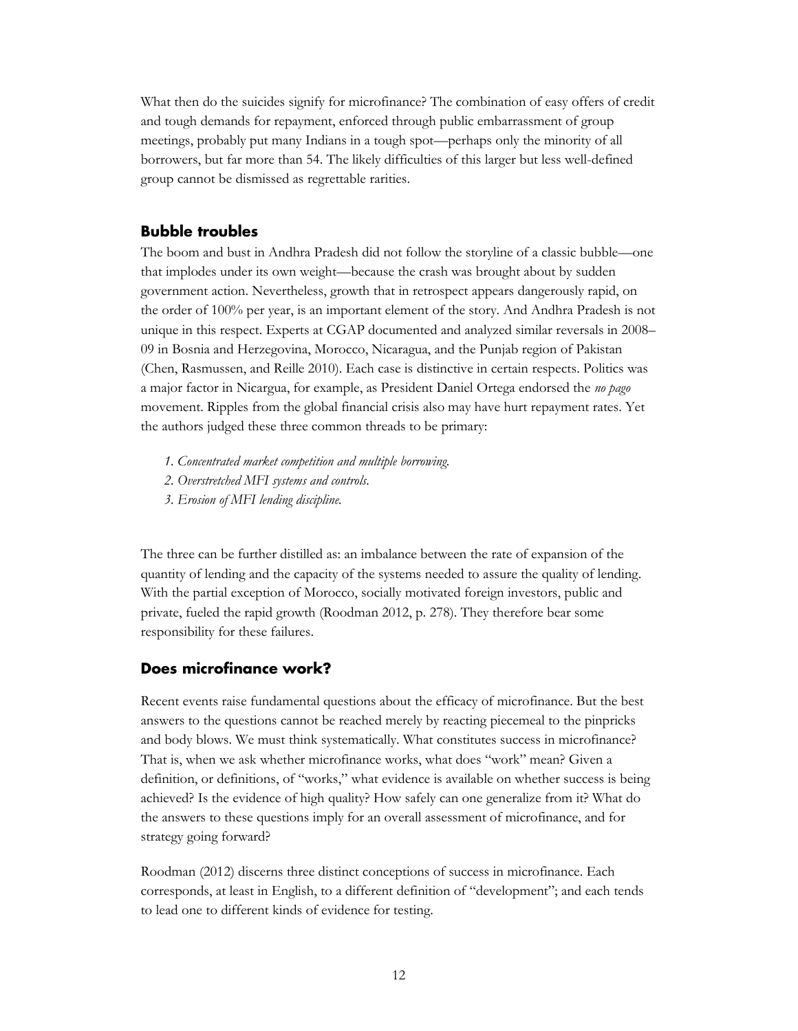What then do the suicides signify for microfinance? The combination of easy offers of credit and tough demands for repayment, enforced through public embarrassment of group meetings, probably put many Indians in a tough spot—perhaps only the minority of all borrowers, but far more than 54. The likely difficulties of this larger but less well-defined group cannot be dismissed as regrettable rarities.

## Bubble troubles

The boom and bust in Andhra Pradesh did not follow the storyline of a classic bubble—one that implodes under its own weight—because the crash was brought about by sudden government action. Nevertheless, growth that in retrospect appears dangerously rapid, on the order of 100% per year, is an important element of the story. And Andhra Pradesh is not unique in this respect. Experts at CGAP documented and analyzed similar reversals in 2008–09 in Bosnia and Herzegovina, Morocco, Nicaragua, and the Punjab region of Pakistan (Chen, Rasmussen, and Reille 2010). Each case is distinctive in certain respects. Politics was a major factor in Nicargua, for example, as President Daniel Ortega endorsed the *no pago* movement. Ripples from the global financial crisis also may have hurt repayment rates. Yet the authors judged these three common threads to be primary:

1. *Concentrated market competition and multiple borrowing.*
2. *Overstretched MFI systems and controls.*
3. *Erosion of MFI lending discipline.*

The three can be further distilled as: an imbalance between the rate of expansion of the quantity of lending and the capacity of the systems needed to assure the quality of lending. With the partial exception of Morocco, socially motivated foreign investors, public and private, fueled the rapid growth (Roodman 2012, p. 278). They therefore bear some responsibility for these failures.

## Does microfinance work?

Recent events raise fundamental questions about the efficacy of microfinance. But the best answers to the questions cannot be reached merely by reacting piecemeal to the pinpricks and body blows. We must think systematically. What constitutes success in microfinance? That is, when we ask whether microfinance works, what does "work" mean? Given a definition, or definitions, of "works," what evidence is available on whether success is being achieved? Is the evidence of high quality? How safely can one generalize from it? What do the answers to these questions imply for an overall assessment of microfinance, and for strategy going forward?

Roodman (2012) discerns three distinct conceptions of success in microfinance. Each corresponds, at least in English, to a different definition of "development"; and each tends to lead one to different kinds of evidence for testing.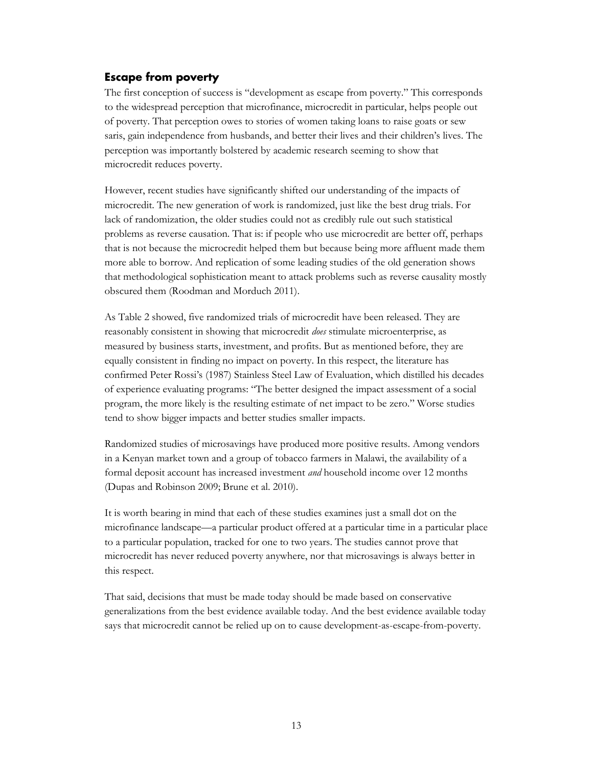### Escape from poverty

The first conception of success is "development as escape from poverty." This corresponds to the widespread perception that microfinance, microcredit in particular, helps people out of poverty. That perception owes to stories of women taking loans to raise goats or sew saris, gain independence from husbands, and better their lives and their children's lives. The perception was importantly bolstered by academic research seeming to show that microcredit reduces poverty.

However, recent studies have significantly shifted our understanding of the impacts of microcredit. The new generation of work is randomized, just like the best drug trials. For lack of randomization, the older studies could not as credibly rule out such statistical problems as reverse causation. That is: if people who use microcredit are better off, perhaps that is not because the microcredit helped them but because being more affluent made them more able to borrow. And replication of some leading studies of the old generation shows that methodological sophistication meant to attack problems such as reverse causality mostly obscured them (Roodman and Morduch 2011).

As Table 2 showed, five randomized trials of microcredit have been released. They are reasonably consistent in showing that microcredit *does* stimulate microenterprise, as measured by business starts, investment, and profits. But as mentioned before, they are equally consistent in finding no impact on poverty. In this respect, the literature has confirmed Peter Rossi's (1987) Stainless Steel Law of Evaluation, which distilled his decades of experience evaluating programs: "The better designed the impact assessment of a social program, the more likely is the resulting estimate of net impact to be zero." Worse studies tend to show bigger impacts and better studies smaller impacts.

Randomized studies of microsavings have produced more positive results. Among vendors in a Kenyan market town and a group of tobacco farmers in Malawi, the availability of a formal deposit account has increased investment *and* household income over 12 months (Dupas and Robinson 2009; Brune et al. 2010).

It is worth bearing in mind that each of these studies examines just a small dot on the microfinance landscape—a particular product offered at a particular time in a particular place to a particular population, tracked for one to two years. The studies cannot prove that microcredit has never reduced poverty anywhere, nor that microsavings is always better in this respect.

That said, decisions that must be made today should be made based on conservative generalizations from the best evidence available today. And the best evidence available today says that microcredit cannot be relied up on to cause development-as-escape-from-poverty.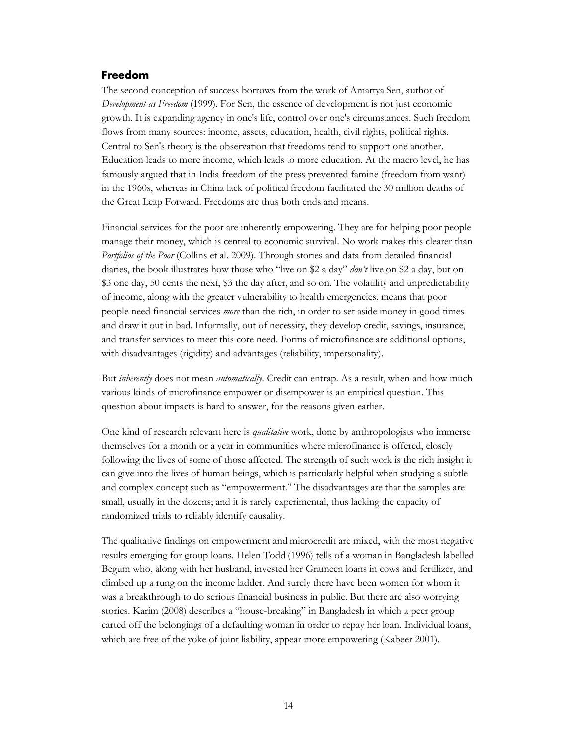## Freedom

The second conception of success borrows from the work of Amartya Sen, author of *Development as Freedom* (1999). For Sen, the essence of development is not just economic growth. It is expanding agency in one's life, control over one's circumstances. Such freedom flows from many sources: income, assets, education, health, civil rights, political rights. Central to Sen's theory is the observation that freedoms tend to support one another. Education leads to more income, which leads to more education. At the macro level, he has famously argued that in India freedom of the press prevented famine (freedom from want) in the 1960s, whereas in China lack of political freedom facilitated the 30 million deaths of the Great Leap Forward. Freedoms are thus both ends and means.

Financial services for the poor are inherently empowering. They are for helping poor people manage their money, which is central to economic survival. No work makes this clearer than *Portfolios of the Poor* (Collins et al. 2009). Through stories and data from detailed financial diaries, the book illustrates how those who "live on $2 a day" *don't* live on $2 a day, but on $3 one day, 50 cents the next, $3 the day after, and so on. The volatility and unpredictability of income, along with the greater vulnerability to health emergencies, means that poor people need financial services *more* than the rich, in order to set aside money in good times and draw it out in bad. Informally, out of necessity, they develop credit, savings, insurance, and transfer services to meet this core need. Forms of microfinance are additional options, with disadvantages (rigidity) and advantages (reliability, impersonality).

But *inherently* does not mean *automatically*. Credit can entrap. As a result, when and how much various kinds of microfinance empower or disempower is an empirical question. This question about impacts is hard to answer, for the reasons given earlier.

One kind of research relevant here is *qualitative* work, done by anthropologists who immerse themselves for a month or a year in communities where microfinance is offered, closely following the lives of some of those affected. The strength of such work is the rich insight it can give into the lives of human beings, which is particularly helpful when studying a subtle and complex concept such as "empowerment." The disadvantages are that the samples are small, usually in the dozens; and it is rarely experimental, thus lacking the capacity of randomized trials to reliably identify causality.

The qualitative findings on empowerment and microcredit are mixed, with the most negative results emerging for group loans. Helen Todd (1996) tells of a woman in Bangladesh labelled Begum who, along with her husband, invested her Grameen loans in cows and fertilizer, and climbed up a rung on the income ladder. And surely there have been women for whom it was a breakthrough to do serious financial business in public. But there are also worrying stories. Karim (2008) describes a "house-breaking" in Bangladesh in which a peer group carted off the belongings of a defaulting woman in order to repay her loan. Individual loans, which are free of the yoke of joint liability, appear more empowering (Kabeer 2001).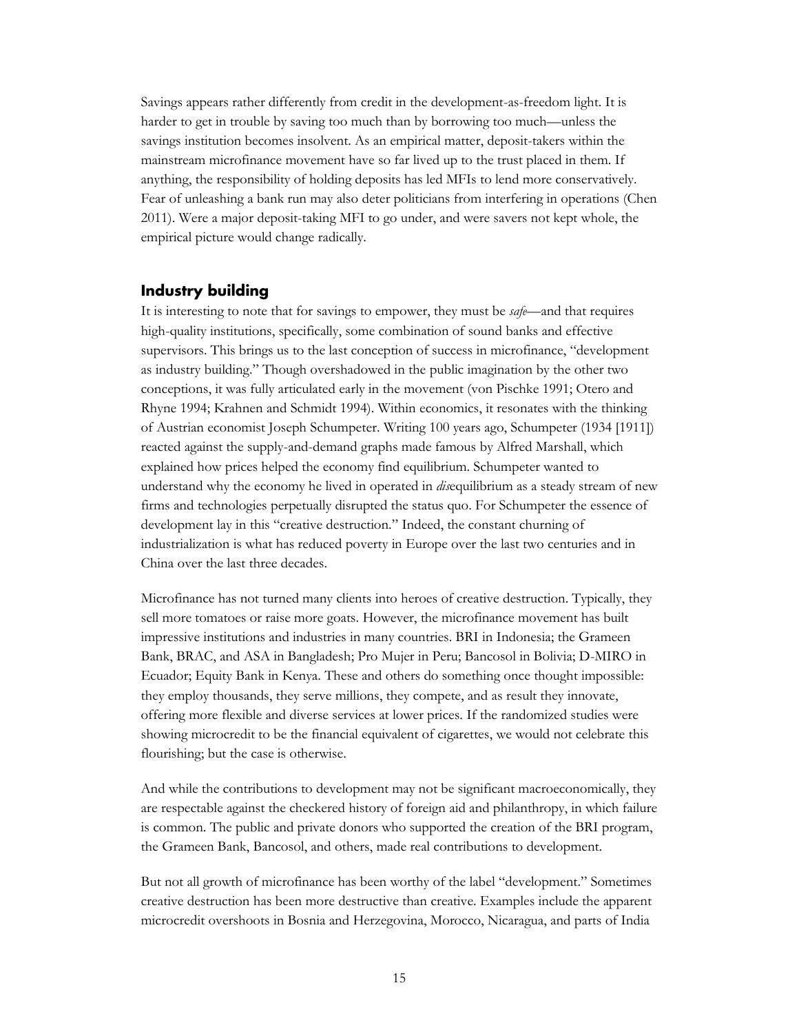Savings appears rather differently from credit in the development-as-freedom light. It is harder to get in trouble by saving too much than by borrowing too much—unless the savings institution becomes insolvent. As an empirical matter, deposit-takers within the mainstream microfinance movement have so far lived up to the trust placed in them. If anything, the responsibility of holding deposits has led MFIs to lend more conservatively. Fear of unleashing a bank run may also deter politicians from interfering in operations (Chen 2011). Were a major deposit-taking MFI to go under, and were savers not kept whole, the empirical picture would change radically.

## Industry building

It is interesting to note that for savings to empower, they must be *safe*—and that requires high-quality institutions, specifically, some combination of sound banks and effective supervisors. This brings us to the last conception of success in microfinance, "development as industry building." Though overshadowed in the public imagination by the other two conceptions, it was fully articulated early in the movement (von Pischke 1991; Otero and Rhyne 1994; Krahnen and Schmidt 1994). Within economics, it resonates with the thinking of Austrian economist Joseph Schumpeter. Writing 100 years ago, Schumpeter (1934 [1911]) reacted against the supply-and-demand graphs made famous by Alfred Marshall, which explained how prices helped the economy find equilibrium. Schumpeter wanted to understand why the economy he lived in operated in *dis*equilibrium as a steady stream of new firms and technologies perpetually disrupted the status quo. For Schumpeter the essence of development lay in this "creative destruction." Indeed, the constant churning of industrialization is what has reduced poverty in Europe over the last two centuries and in China over the last three decades.

Microfinance has not turned many clients into heroes of creative destruction. Typically, they sell more tomatoes or raise more goats. However, the microfinance movement has built impressive institutions and industries in many countries. BRI in Indonesia; the Grameen Bank, BRAC, and ASA in Bangladesh; Pro Mujer in Peru; Bancosol in Bolivia; D-MIRO in Ecuador; Equity Bank in Kenya. These and others do something once thought impossible: they employ thousands, they serve millions, they compete, and as result they innovate, offering more flexible and diverse services at lower prices. If the randomized studies were showing microcredit to be the financial equivalent of cigarettes, we would not celebrate this flourishing; but the case is otherwise.

And while the contributions to development may not be significant macroeconomically, they are respectable against the checkered history of foreign aid and philanthropy, in which failure is common. The public and private donors who supported the creation of the BRI program, the Grameen Bank, Bancosol, and others, made real contributions to development.

But not all growth of microfinance has been worthy of the label "development." Sometimes creative destruction has been more destructive than creative. Examples include the apparent microcredit overshoots in Bosnia and Herzegovina, Morocco, Nicaragua, and parts of India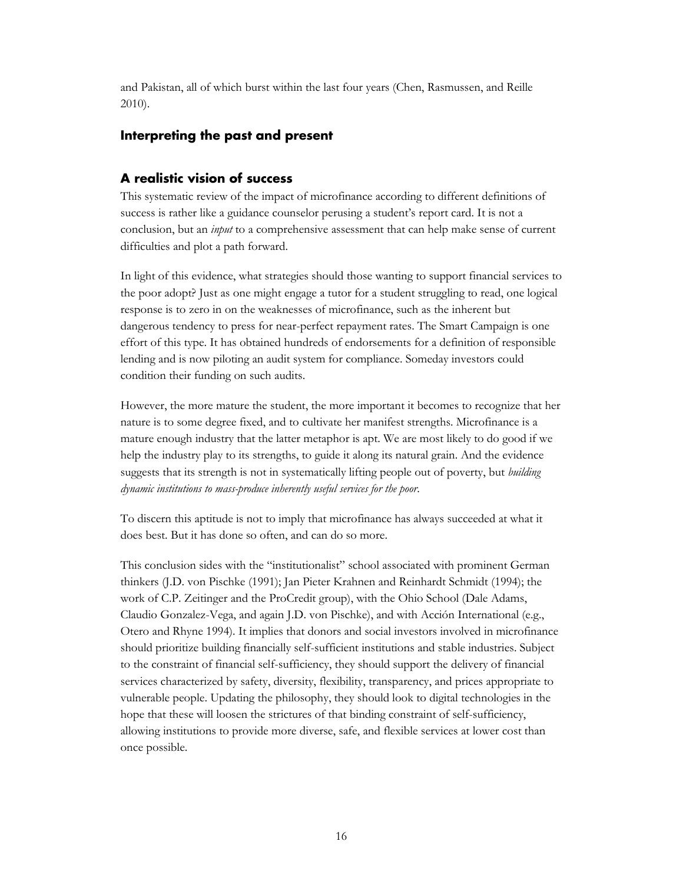and Pakistan, all of which burst within the last four years (Chen, Rasmussen, and Reille 2010).

## Interpreting the past and present

### A realistic vision of success

This systematic review of the impact of microfinance according to different definitions of success is rather like a guidance counselor perusing a student's report card. It is not a conclusion, but an *input* to a comprehensive assessment that can help make sense of current difficulties and plot a path forward.

In light of this evidence, what strategies should those wanting to support financial services to the poor adopt? Just as one might engage a tutor for a student struggling to read, one logical response is to zero in on the weaknesses of microfinance, such as the inherent but dangerous tendency to press for near-perfect repayment rates. The Smart Campaign is one effort of this type. It has obtained hundreds of endorsements for a definition of responsible lending and is now piloting an audit system for compliance. Someday investors could condition their funding on such audits.

However, the more mature the student, the more important it becomes to recognize that her nature is to some degree fixed, and to cultivate her manifest strengths. Microfinance is a mature enough industry that the latter metaphor is apt. We are most likely to do good if we help the industry play to its strengths, to guide it along its natural grain. And the evidence suggests that its strength is not in systematically lifting people out of poverty, but *building dynamic institutions to mass-produce inherently useful services for the poor*.

To discern this aptitude is not to imply that microfinance has always succeeded at what it does best. But it has done so often, and can do so more.

This conclusion sides with the "institutionalist" school associated with prominent German thinkers (J.D. von Pischke (1991); Jan Pieter Krahnen and Reinhardt Schmidt (1994); the work of C.P. Zeitinger and the ProCredit group), with the Ohio School (Dale Adams, Claudio Gonzalez-Vega, and again J.D. von Pischke), and with Acción International (e.g., Otero and Rhyne 1994). It implies that donors and social investors involved in microfinance should prioritize building financially self-sufficient institutions and stable industries. Subject to the constraint of financial self-sufficiency, they should support the delivery of financial services characterized by safety, diversity, flexibility, transparency, and prices appropriate to vulnerable people. Updating the philosophy, they should look to digital technologies in the hope that these will loosen the strictures of that binding constraint of self-sufficiency, allowing institutions to provide more diverse, safe, and flexible services at lower cost than once possible.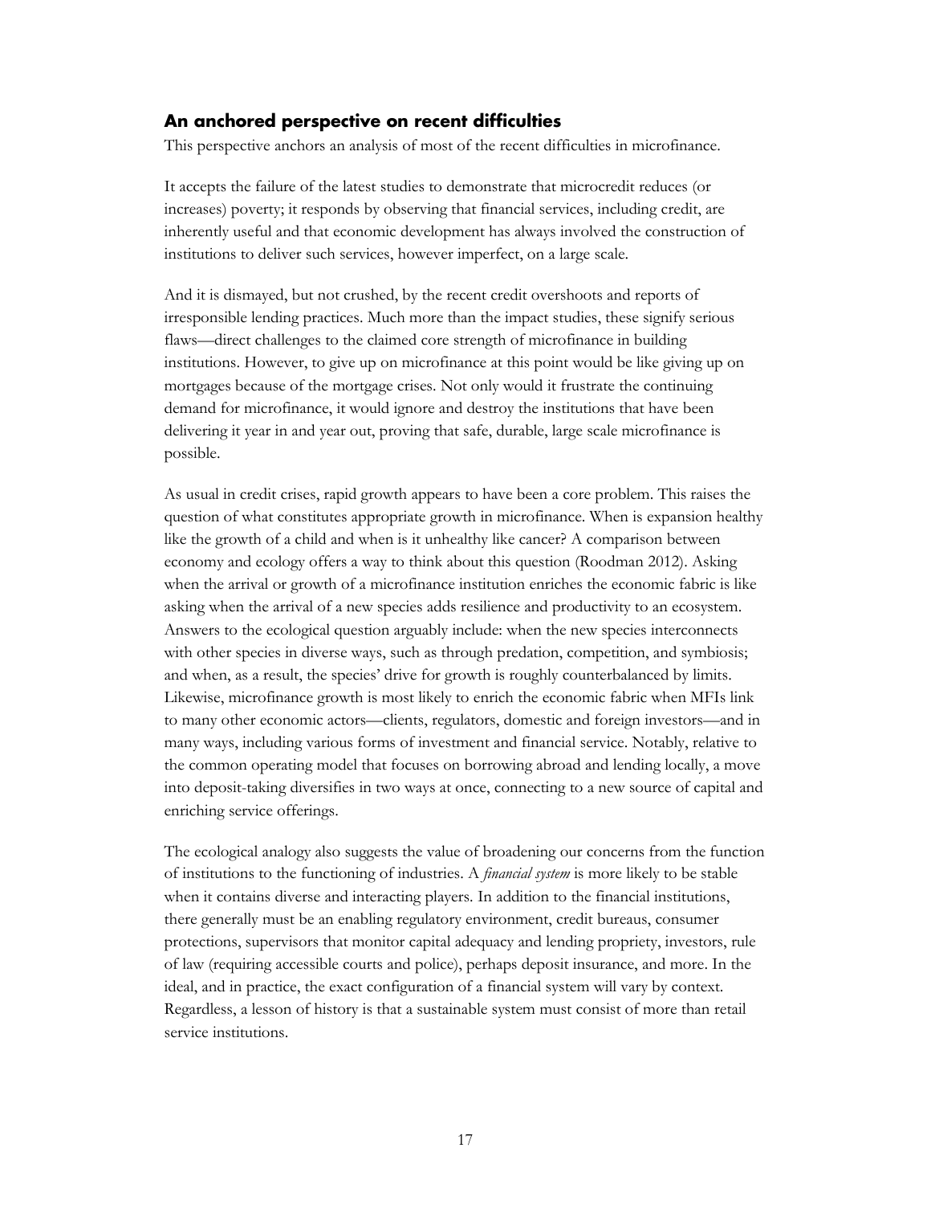## An anchored perspective on recent difficulties

This perspective anchors an analysis of most of the recent difficulties in microfinance.

It accepts the failure of the latest studies to demonstrate that microcredit reduces (or increases) poverty; it responds by observing that financial services, including credit, are inherently useful and that economic development has always involved the construction of institutions to deliver such services, however imperfect, on a large scale.

And it is dismayed, but not crushed, by the recent credit overshoots and reports of irresponsible lending practices. Much more than the impact studies, these signify serious flaws—direct challenges to the claimed core strength of microfinance in building institutions. However, to give up on microfinance at this point would be like giving up on mortgages because of the mortgage crises. Not only would it frustrate the continuing demand for microfinance, it would ignore and destroy the institutions that have been delivering it year in and year out, proving that safe, durable, large scale microfinance is possible.

As usual in credit crises, rapid growth appears to have been a core problem. This raises the question of what constitutes appropriate growth in microfinance. When is expansion healthy like the growth of a child and when is it unhealthy like cancer? A comparison between economy and ecology offers a way to think about this question (Roodman 2012). Asking when the arrival or growth of a microfinance institution enriches the economic fabric is like asking when the arrival of a new species adds resilience and productivity to an ecosystem. Answers to the ecological question arguably include: when the new species interconnects with other species in diverse ways, such as through predation, competition, and symbiosis; and when, as a result, the species' drive for growth is roughly counterbalanced by limits. Likewise, microfinance growth is most likely to enrich the economic fabric when MFIs link to many other economic actors—clients, regulators, domestic and foreign investors—and in many ways, including various forms of investment and financial service. Notably, relative to the common operating model that focuses on borrowing abroad and lending locally, a move into deposit-taking diversifies in two ways at once, connecting to a new source of capital and enriching service offerings.

The ecological analogy also suggests the value of broadening our concerns from the function of institutions to the functioning of industries. A *financial system* is more likely to be stable when it contains diverse and interacting players. In addition to the financial institutions, there generally must be an enabling regulatory environment, credit bureaus, consumer protections, supervisors that monitor capital adequacy and lending propriety, investors, rule of law (requiring accessible courts and police), perhaps deposit insurance, and more. In the ideal, and in practice, the exact configuration of a financial system will vary by context. Regardless, a lesson of history is that a sustainable system must consist of more than retail service institutions.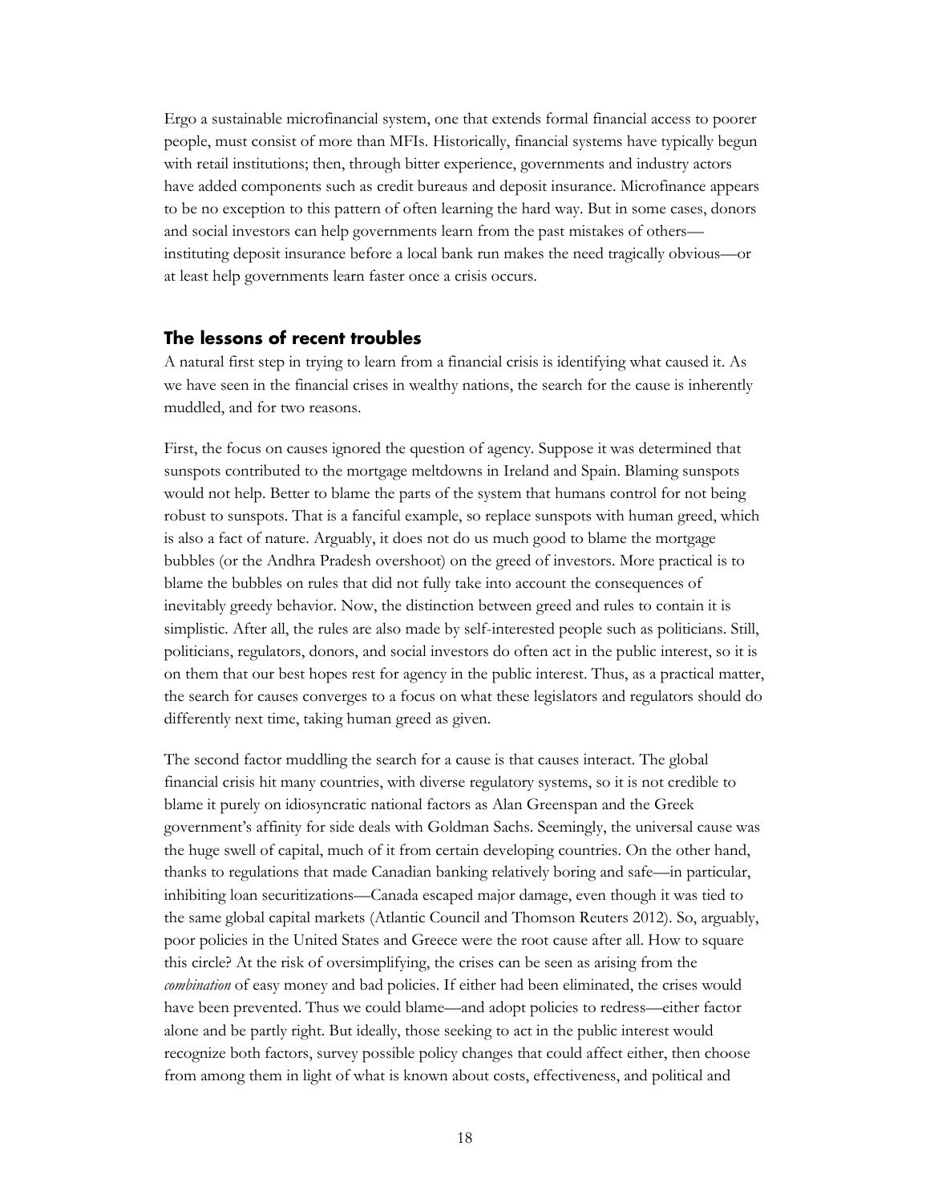Ergo a sustainable microfinancial system, one that extends formal financial access to poorer people, must consist of more than MFIs. Historically, financial systems have typically begun with retail institutions; then, through bitter experience, governments and industry actors have added components such as credit bureaus and deposit insurance. Microfinance appears to be no exception to this pattern of often learning the hard way. But in some cases, donors and social investors can help governments learn from the past mistakes of others—instituting deposit insurance before a local bank run makes the need tragically obvious—or at least help governments learn faster once a crisis occurs.

## The lessons of recent troubles

A natural first step in trying to learn from a financial crisis is identifying what caused it. As we have seen in the financial crises in wealthy nations, the search for the cause is inherently muddled, and for two reasons.

First, the focus on causes ignored the question of agency. Suppose it was determined that sunspots contributed to the mortgage meltdowns in Ireland and Spain. Blaming sunspots would not help. Better to blame the parts of the system that humans control for not being robust to sunspots. That is a fanciful example, so replace sunspots with human greed, which is also a fact of nature. Arguably, it does not do us much good to blame the mortgage bubbles (or the Andhra Pradesh overshoot) on the greed of investors. More practical is to blame the bubbles on rules that did not fully take into account the consequences of inevitably greedy behavior. Now, the distinction between greed and rules to contain it is simplistic. After all, the rules are also made by self-interested people such as politicians. Still, politicians, regulators, donors, and social investors do often act in the public interest, so it is on them that our best hopes rest for agency in the public interest. Thus, as a practical matter, the search for causes converges to a focus on what these legislators and regulators should do differently next time, taking human greed as given.

The second factor muddling the search for a cause is that causes interact. The global financial crisis hit many countries, with diverse regulatory systems, so it is not credible to blame it purely on idiosyncratic national factors as Alan Greenspan and the Greek government's affinity for side deals with Goldman Sachs. Seemingly, the universal cause was the huge swell of capital, much of it from certain developing countries. On the other hand, thanks to regulations that made Canadian banking relatively boring and safe—in particular, inhibiting loan securitizations—Canada escaped major damage, even though it was tied to the same global capital markets (Atlantic Council and Thomson Reuters 2012). So, arguably, poor policies in the United States and Greece were the root cause after all. How to square this circle? At the risk of oversimplifying, the crises can be seen as arising from the *combination* of easy money and bad policies. If either had been eliminated, the crises would have been prevented. Thus we could blame—and adopt policies to redress—either factor alone and be partly right. But ideally, those seeking to act in the public interest would recognize both factors, survey possible policy changes that could affect either, then choose from among them in light of what is known about costs, effectiveness, and political and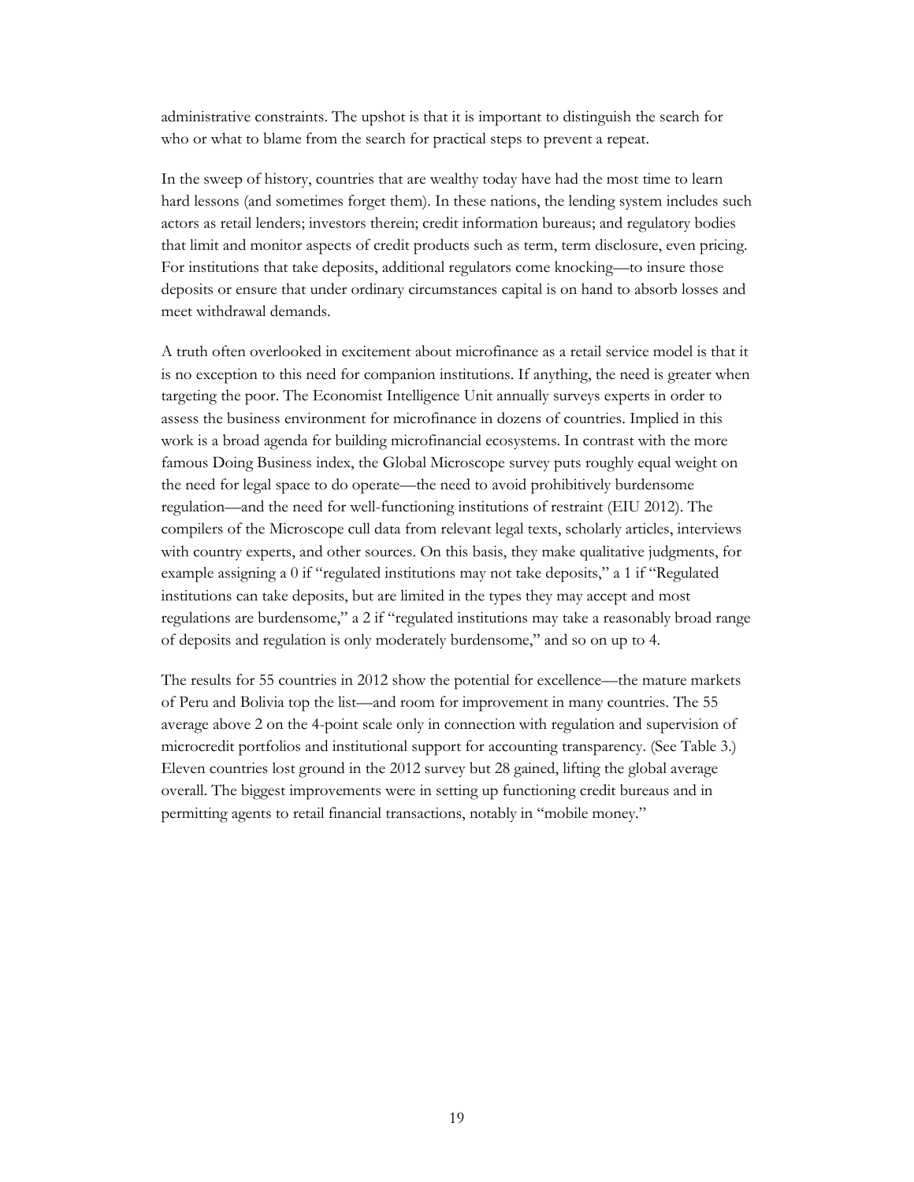administrative constraints. The upshot is that it is important to distinguish the search for who or what to blame from the search for practical steps to prevent a repeat.

In the sweep of history, countries that are wealthy today have had the most time to learn hard lessons (and sometimes forget them). In these nations, the lending system includes such actors as retail lenders; investors therein; credit information bureaus; and regulatory bodies that limit and monitor aspects of credit products such as term, term disclosure, even pricing. For institutions that take deposits, additional regulators come knocking—to insure those deposits or ensure that under ordinary circumstances capital is on hand to absorb losses and meet withdrawal demands.

A truth often overlooked in excitement about microfinance as a retail service model is that it is no exception to this need for companion institutions. If anything, the need is greater when targeting the poor. The Economist Intelligence Unit annually surveys experts in order to assess the business environment for microfinance in dozens of countries. Implied in this work is a broad agenda for building microfinancial ecosystems. In contrast with the more famous Doing Business index, the Global Microscope survey puts roughly equal weight on the need for legal space to do operate—the need to avoid prohibitively burdensome regulation—and the need for well-functioning institutions of restraint (EIU 2012). The compilers of the Microscope cull data from relevant legal texts, scholarly articles, interviews with country experts, and other sources. On this basis, they make qualitative judgments, for example assigning a 0 if "regulated institutions may not take deposits," a 1 if "Regulated institutions can take deposits, but are limited in the types they may accept and most regulations are burdensome," a 2 if "regulated institutions may take a reasonably broad range of deposits and regulation is only moderately burdensome," and so on up to 4.

The results for 55 countries in 2012 show the potential for excellence—the mature markets of Peru and Bolivia top the list—and room for improvement in many countries. The 55 average above 2 on the 4-point scale only in connection with regulation and supervision of microcredit portfolios and institutional support for accounting transparency. (See Table 3.) Eleven countries lost ground in the 2012 survey but 28 gained, lifting the global average overall. The biggest improvements were in setting up functioning credit bureaus and in permitting agents to retail financial transactions, notably in "mobile money."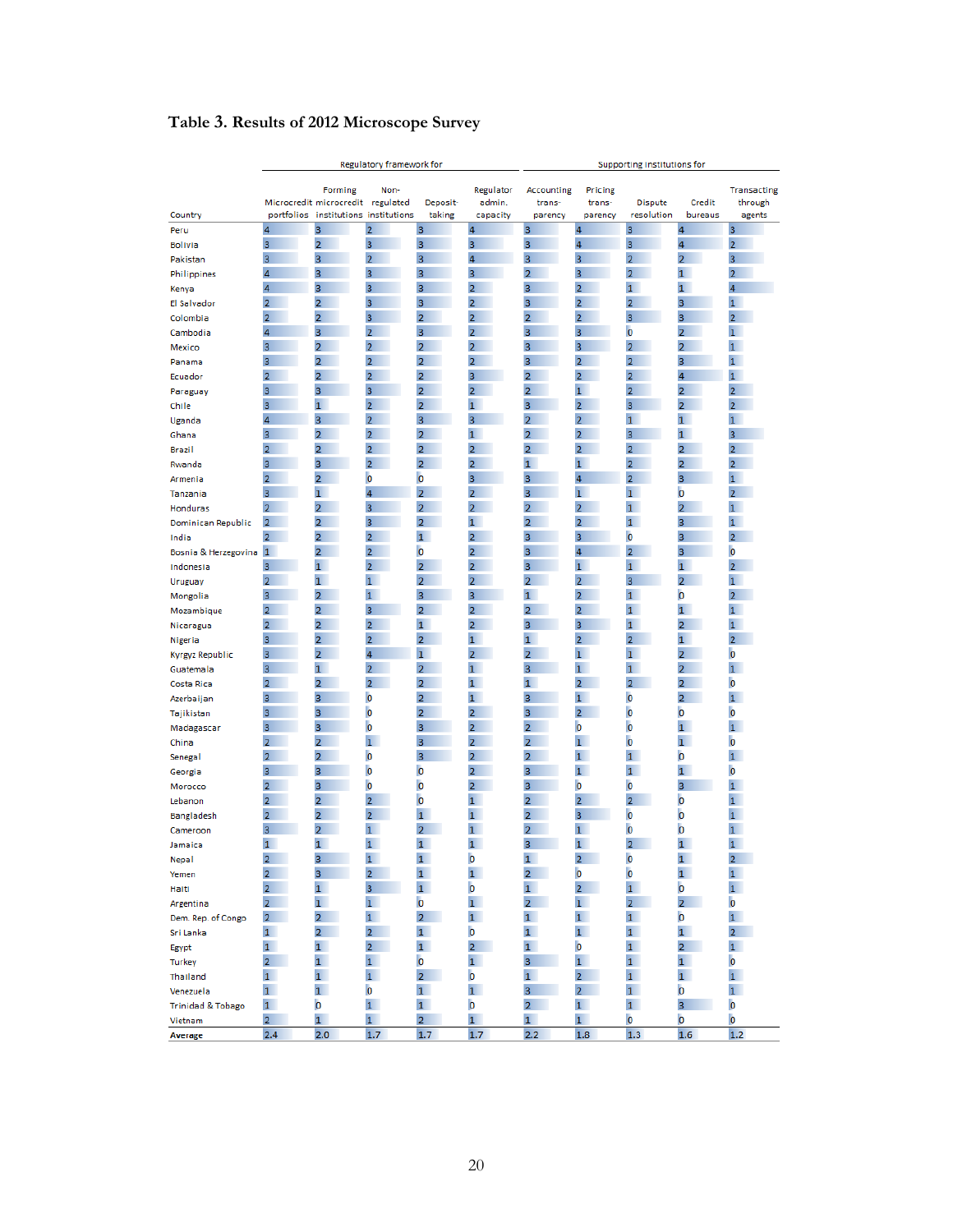## Table 3. Results of 2012 Microscope Survey

| | Regulatory framework for | | | | | Supporting institutions for | | | | |
|---|---|---|---|---|---|---|---|---|---|---|
| Country | Microcredit portfolios | Forming microcredit institutions | Non-regulated institutions | Deposit-taking | Regulator admin. capacity | Accounting trans-parency | Pricing trans-parency | Dispute resolution | Credit bureaus | Transacting through agents |
| Peru | 4 | 3 | 2 | 3 | 4 | 3 | 4 | 3 | 4 | 3 |
| Bolivia | 3 | 2 | 3 | 3 | 3 | 3 | 4 | 3 | 4 | 2 |
| Pakistan | 3 | 3 | 2 | 3 | 4 | 3 | 3 | 2 | 2 | 3 |
| Philippines | 4 | 3 | 3 | 3 | 3 | 2 | 3 | 2 | 1 | 2 |
| Kenya | 4 | 3 | 3 | 3 | 2 | 3 | 2 | 1 | 1 | 4 |
| El Salvador | 2 | 2 | 3 | 3 | 2 | 3 | 2 | 2 | 3 | 1 |
| Colombia | 2 | 2 | 3 | 2 | 2 | 2 | 2 | 3 | 3 | 2 |
| Cambodia | 4 | 3 | 2 | 3 | 2 | 3 | 3 | 0 | 2 | 1 |
| Mexico | 3 | 2 | 2 | 2 | 2 | 3 | 3 | 2 | 2 | 1 |
| Panama | 3 | 2 | 2 | 2 | 2 | 3 | 2 | 2 | 3 | 1 |
| Ecuador | 2 | 2 | 2 | 2 | 3 | 2 | 2 | 2 | 4 | 1 |
| Paraguay | 3 | 3 | 3 | 2 | 2 | 2 | 1 | 2 | 2 | 2 |
| Chile | 3 | 1 | 2 | 2 | 1 | 3 | 2 | 3 | 2 | 2 |
| Uganda | 4 | 3 | 2 | 3 | 3 | 2 | 2 | 1 | 1 | 1 |
| Ghana | 3 | 2 | 2 | 2 | 1 | 2 | 2 | 3 | 1 | 3 |
| Brazil | 2 | 2 | 2 | 2 | 2 | 2 | 2 | 2 | 2 | 2 |
| Rwanda | 3 | 3 | 2 | 2 | 2 | 1 | 1 | 2 | 2 | 2 |
| Armenia | 2 | 2 | 0 | 0 | 3 | 3 | 4 | 2 | 3 | 1 |
| Tanzania | 3 | 1 | 4 | 2 | 2 | 3 | 1 | 1 | 0 | 2 |
| Honduras | 2 | 2 | 3 | 2 | 2 | 2 | 2 | 1 | 2 | 1 |
| Dominican Republic | 2 | 2 | 3 | 2 | 1 | 2 | 2 | 1 | 3 | 1 |
| India | 2 | 2 | 2 | 1 | 2 | 3 | 3 | 0 | 3 | 2 |
| Bosnia & Herzegovina | 1 | 2 | 2 | 0 | 2 | 3 | 4 | 2 | 3 | 0 |
| Indonesia | 3 | 1 | 2 | 2 | 2 | 3 | 1 | 1 | 1 | 2 |
| Uruguay | 2 | 1 | 1 | 2 | 2 | 2 | 2 | 3 | 2 | 1 |
| Mongolia | 3 | 2 | 1 | 3 | 3 | 1 | 2 | 1 | 0 | 2 |
| Mozambique | 2 | 2 | 3 | 2 | 2 | 2 | 2 | 1 | 1 | 1 |
| Nicaragua | 2 | 2 | 2 | 1 | 2 | 3 | 3 | 1 | 2 | 1 |
| Nigeria | 3 | 2 | 2 | 2 | 1 | 1 | 2 | 2 | 1 | 2 |
| Kyrgyz Republic | 3 | 2 | 4 | 1 | 2 | 2 | 1 | 1 | 2 | 0 |
| Guatemala | 3 | 1 | 2 | 2 | 1 | 3 | 1 | 1 | 2 | 1 |
| Costa Rica | 2 | 2 | 2 | 2 | 1 | 1 | 2 | 2 | 2 | 0 |
| Azerbaijan | 3 | 3 | 0 | 2 | 1 | 3 | 1 | 0 | 2 | 1 |
| Tajikistan | 3 | 3 | 0 | 2 | 2 | 3 | 2 | 0 | 0 | 0 |
| Madagascar | 3 | 3 | 0 | 3 | 2 | 2 | 0 | 0 | 1 | 1 |
| China | 2 | 2 | 1 | 3 | 2 | 2 | 1 | 0 | 1 | 0 |
| Senegal | 2 | 2 | 0 | 3 | 2 | 2 | 1 | 1 | 0 | 1 |
| Georgia | 3 | 3 | 0 | 0 | 2 | 3 | 1 | 1 | 1 | 0 |
| Morocco | 2 | 3 | 0 | 0 | 2 | 3 | 0 | 0 | 3 | 1 |
| Lebanon | 2 | 2 | 2 | 0 | 1 | 2 | 2 | 2 | 0 | 1 |
| Bangladesh | 2 | 2 | 2 | 1 | 1 | 2 | 3 | 0 | 0 | 1 |
| Cameroon | 3 | 2 | 1 | 2 | 1 | 2 | 1 | 0 | 0 | 1 |
| Jamaica | 1 | 1 | 1 | 1 | 1 | 3 | 1 | 2 | 1 | 1 |
| Nepal | 2 | 3 | 1 | 1 | 0 | 1 | 2 | 0 | 1 | 2 |
| Yemen | 2 | 3 | 2 | 1 | 1 | 2 | 0 | 0 | 1 | 1 |
| Haiti | 2 | 1 | 3 | 1 | 0 | 1 | 2 | 1 | 0 | 1 |
| Argentina | 2 | 1 | 1 | 0 | 1 | 2 | 1 | 2 | 2 | 0 |
| Dem. Rep. of Congo | 2 | 2 | 1 | 2 | 1 | 1 | 1 | 1 | 0 | 1 |
| Sri Lanka | 1 | 2 | 2 | 1 | 0 | 1 | 1 | 1 | 1 | 2 |
| Egypt | 1 | 1 | 2 | 1 | 2 | 1 | 0 | 1 | 2 | 1 |
| Turkey | 2 | 1 | 1 | 0 | 1 | 3 | 1 | 1 | 1 | 0 |
| Thailand | 1 | 1 | 1 | 2 | 0 | 1 | 2 | 1 | 1 | 1 |
| Venezuela | 1 | 1 | 0 | 1 | 1 | 3 | 2 | 1 | 0 | 1 |
| Trinidad & Tobago | 1 | 0 | 1 | 1 | 0 | 2 | 1 | 1 | 3 | 0 |
| Vietnam | 2 | 1 | 1 | 2 | 1 | 1 | 1 | 0 | 0 | 0 |
| **Average** | 2.4 | 2.0 | 1.7 | 1.7 | 1.7 | 2.2 | 1.8 | 1.3 | 1.6 | 1.2 |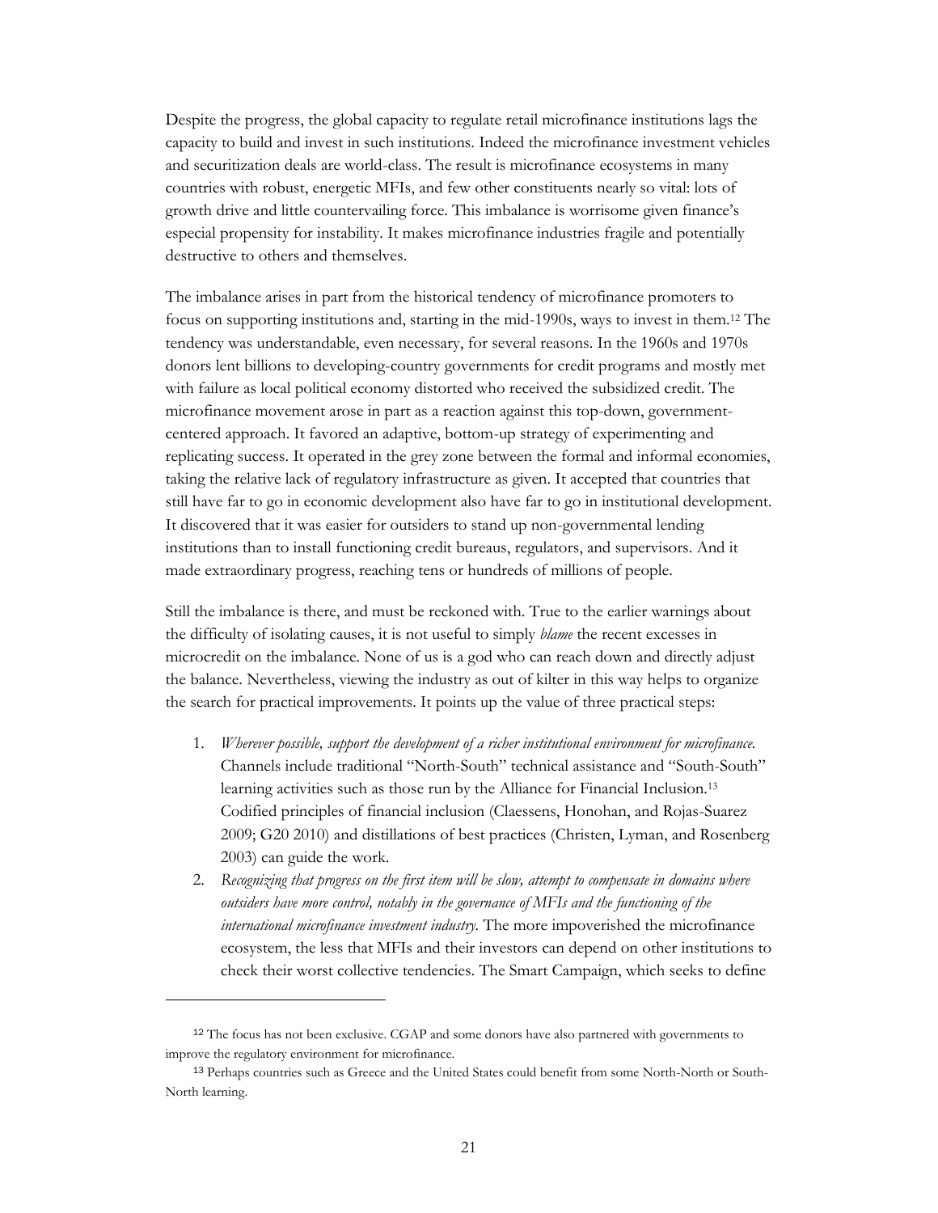Despite the progress, the global capacity to regulate retail microfinance institutions lags the capacity to build and invest in such institutions. Indeed the microfinance investment vehicles and securitization deals are world-class. The result is microfinance ecosystems in many countries with robust, energetic MFIs, and few other constituents nearly so vital: lots of growth drive and little countervailing force. This imbalance is worrisome given finance's especial propensity for instability. It makes microfinance industries fragile and potentially destructive to others and themselves.

The imbalance arises in part from the historical tendency of microfinance promoters to focus on supporting institutions and, starting in the mid-1990s, ways to invest in them.[12] The tendency was understandable, even necessary, for several reasons. In the 1960s and 1970s donors lent billions to developing-country governments for credit programs and mostly met with failure as local political economy distorted who received the subsidized credit. The microfinance movement arose in part as a reaction against this top-down, government-centered approach. It favored an adaptive, bottom-up strategy of experimenting and replicating success. It operated in the grey zone between the formal and informal economies, taking the relative lack of regulatory infrastructure as given. It accepted that countries that still have far to go in economic development also have far to go in institutional development. It discovered that it was easier for outsiders to stand up non-governmental lending institutions than to install functioning credit bureaus, regulators, and supervisors. And it made extraordinary progress, reaching tens or hundreds of millions of people.

Still the imbalance is there, and must be reckoned with. True to the earlier warnings about the difficulty of isolating causes, it is not useful to simply *blame* the recent excesses in microcredit on the imbalance. None of us is a god who can reach down and directly adjust the balance. Nevertheless, viewing the industry as out of kilter in this way helps to organize the search for practical improvements. It points up the value of three practical steps:

1. *Wherever possible, support the development of a richer institutional environment for microfinance.* Channels include traditional "North-South" technical assistance and "South-South" learning activities such as those run by the Alliance for Financial Inclusion.[13] Codified principles of financial inclusion (Claessens, Honohan, and Rojas-Suarez 2009; G20 2010) and distillations of best practices (Christen, Lyman, and Rosenberg 2003) can guide the work.
2. *Recognizing that progress on the first item will be slow, attempt to compensate in domains where outsiders have more control, notably in the governance of MFIs and the functioning of the international microfinance investment industry.* The more impoverished the microfinance ecosystem, the less that MFIs and their investors can depend on other institutions to check their worst collective tendencies. The Smart Campaign, which seeks to define

[12] The focus has not been exclusive. CGAP and some donors have also partnered with governments to improve the regulatory environment for microfinance.

[13] Perhaps countries such as Greece and the United States could benefit from some North-North or South-North learning.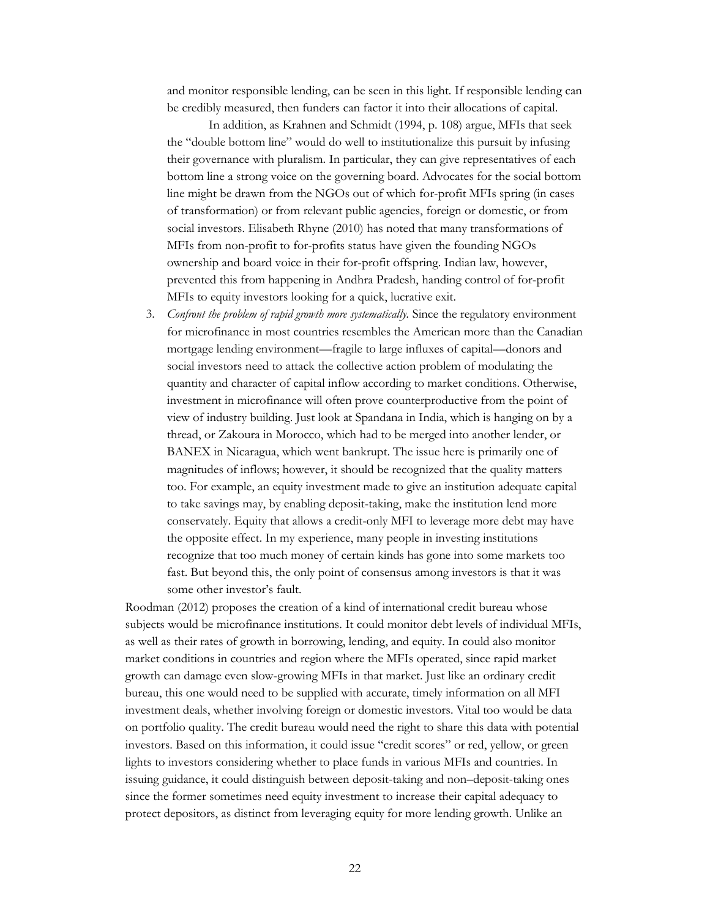and monitor responsible lending, can be seen in this light. If responsible lending can be credibly measured, then funders can factor it into their allocations of capital.

In addition, as Krahnen and Schmidt (1994, p. 108) argue, MFIs that seek the "double bottom line" would do well to institutionalize this pursuit by infusing their governance with pluralism. In particular, they can give representatives of each bottom line a strong voice on the governing board. Advocates for the social bottom line might be drawn from the NGOs out of which for-profit MFIs spring (in cases of transformation) or from relevant public agencies, foreign or domestic, or from social investors. Elisabeth Rhyne (2010) has noted that many transformations of MFIs from non-profit to for-profits status have given the founding NGOs ownership and board voice in their for-profit offspring. Indian law, however, prevented this from happening in Andhra Pradesh, handing control of for-profit MFIs to equity investors looking for a quick, lucrative exit.

3. *Confront the problem of rapid growth more systematically.* Since the regulatory environment for microfinance in most countries resembles the American more than the Canadian mortgage lending environment—fragile to large influxes of capital—donors and social investors need to attack the collective action problem of modulating the quantity and character of capital inflow according to market conditions. Otherwise, investment in microfinance will often prove counterproductive from the point of view of industry building. Just look at Spandana in India, which is hanging on by a thread, or Zakoura in Morocco, which had to be merged into another lender, or BANEX in Nicaragua, which went bankrupt. The issue here is primarily one of magnitudes of inflows; however, it should be recognized that the quality matters too. For example, an equity investment made to give an institution adequate capital to take savings may, by enabling deposit-taking, make the institution lend more conservately. Equity that allows a credit-only MFI to leverage more debt may have the opposite effect. In my experience, many people in investing institutions recognize that too much money of certain kinds has gone into some markets too fast. But beyond this, the only point of consensus among investors is that it was some other investor's fault.

Roodman (2012) proposes the creation of a kind of international credit bureau whose subjects would be microfinance institutions. It could monitor debt levels of individual MFIs, as well as their rates of growth in borrowing, lending, and equity. In could also monitor market conditions in countries and region where the MFIs operated, since rapid market growth can damage even slow-growing MFIs in that market. Just like an ordinary credit bureau, this one would need to be supplied with accurate, timely information on all MFI investment deals, whether involving foreign or domestic investors. Vital too would be data on portfolio quality. The credit bureau would need the right to share this data with potential investors. Based on this information, it could issue "credit scores" or red, yellow, or green lights to investors considering whether to place funds in various MFIs and countries. In issuing guidance, it could distinguish between deposit-taking and non–deposit-taking ones since the former sometimes need equity investment to increase their capital adequacy to protect depositors, as distinct from leveraging equity for more lending growth. Unlike an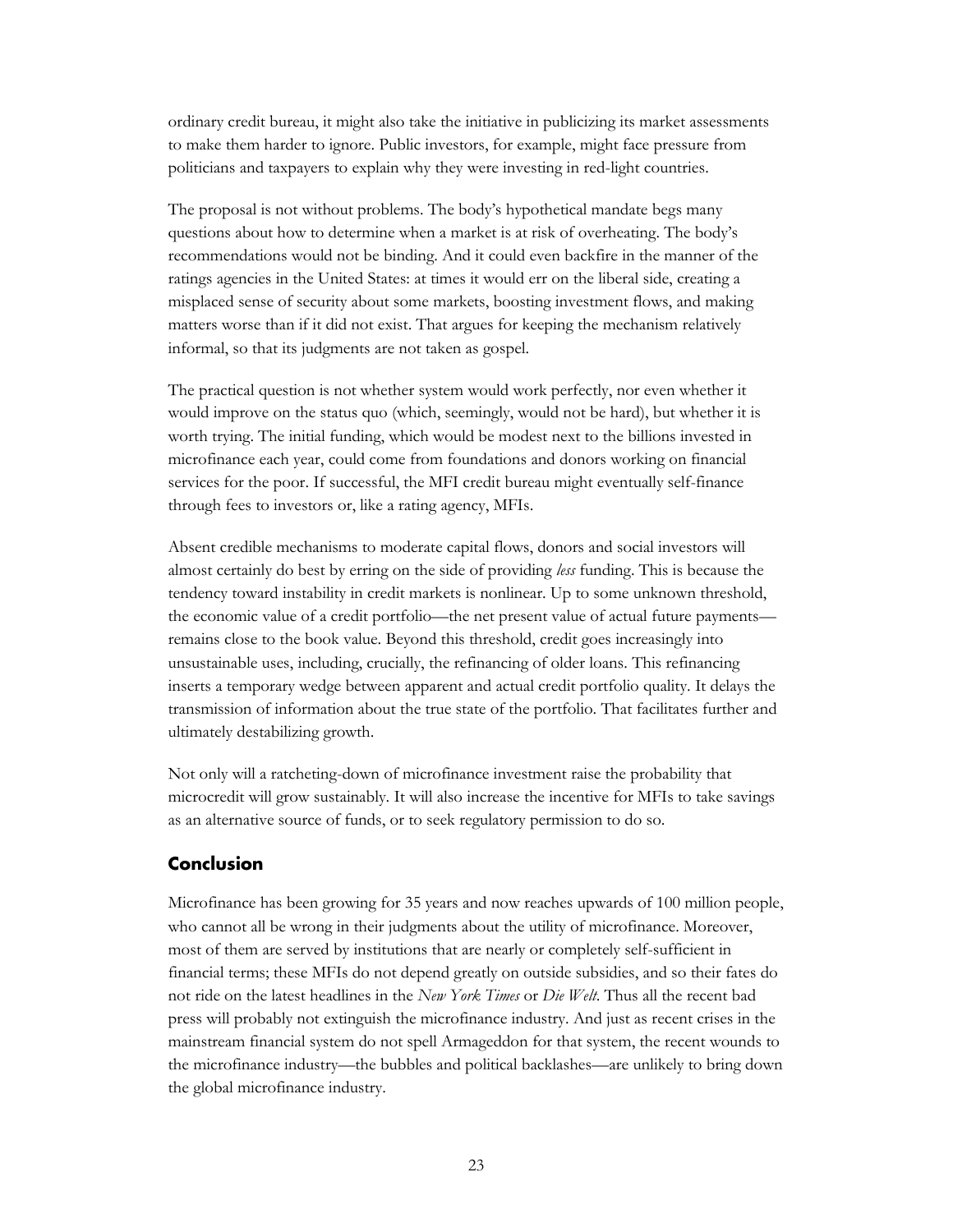ordinary credit bureau, it might also take the initiative in publicizing its market assessments to make them harder to ignore. Public investors, for example, might face pressure from politicians and taxpayers to explain why they were investing in red-light countries.

The proposal is not without problems. The body's hypothetical mandate begs many questions about how to determine when a market is at risk of overheating. The body's recommendations would not be binding. And it could even backfire in the manner of the ratings agencies in the United States: at times it would err on the liberal side, creating a misplaced sense of security about some markets, boosting investment flows, and making matters worse than if it did not exist. That argues for keeping the mechanism relatively informal, so that its judgments are not taken as gospel.

The practical question is not whether system would work perfectly, nor even whether it would improve on the status quo (which, seemingly, would not be hard), but whether it is worth trying. The initial funding, which would be modest next to the billions invested in microfinance each year, could come from foundations and donors working on financial services for the poor. If successful, the MFI credit bureau might eventually self-finance through fees to investors or, like a rating agency, MFIs.

Absent credible mechanisms to moderate capital flows, donors and social investors will almost certainly do best by erring on the side of providing *less* funding. This is because the tendency toward instability in credit markets is nonlinear. Up to some unknown threshold, the economic value of a credit portfolio—the net present value of actual future payments—remains close to the book value. Beyond this threshold, credit goes increasingly into unsustainable uses, including, crucially, the refinancing of older loans. This refinancing inserts a temporary wedge between apparent and actual credit portfolio quality. It delays the transmission of information about the true state of the portfolio. That facilitates further and ultimately destabilizing growth.

Not only will a ratcheting-down of microfinance investment raise the probability that microcredit will grow sustainably. It will also increase the incentive for MFIs to take savings as an alternative source of funds, or to seek regulatory permission to do so.

## Conclusion

Microfinance has been growing for 35 years and now reaches upwards of 100 million people, who cannot all be wrong in their judgments about the utility of microfinance. Moreover, most of them are served by institutions that are nearly or completely self-sufficient in financial terms; these MFIs do not depend greatly on outside subsidies, and so their fates do not ride on the latest headlines in the *New York Times* or *Die Welt*. Thus all the recent bad press will probably not extinguish the microfinance industry. And just as recent crises in the mainstream financial system do not spell Armageddon for that system, the recent wounds to the microfinance industry—the bubbles and political backlashes—are unlikely to bring down the global microfinance industry.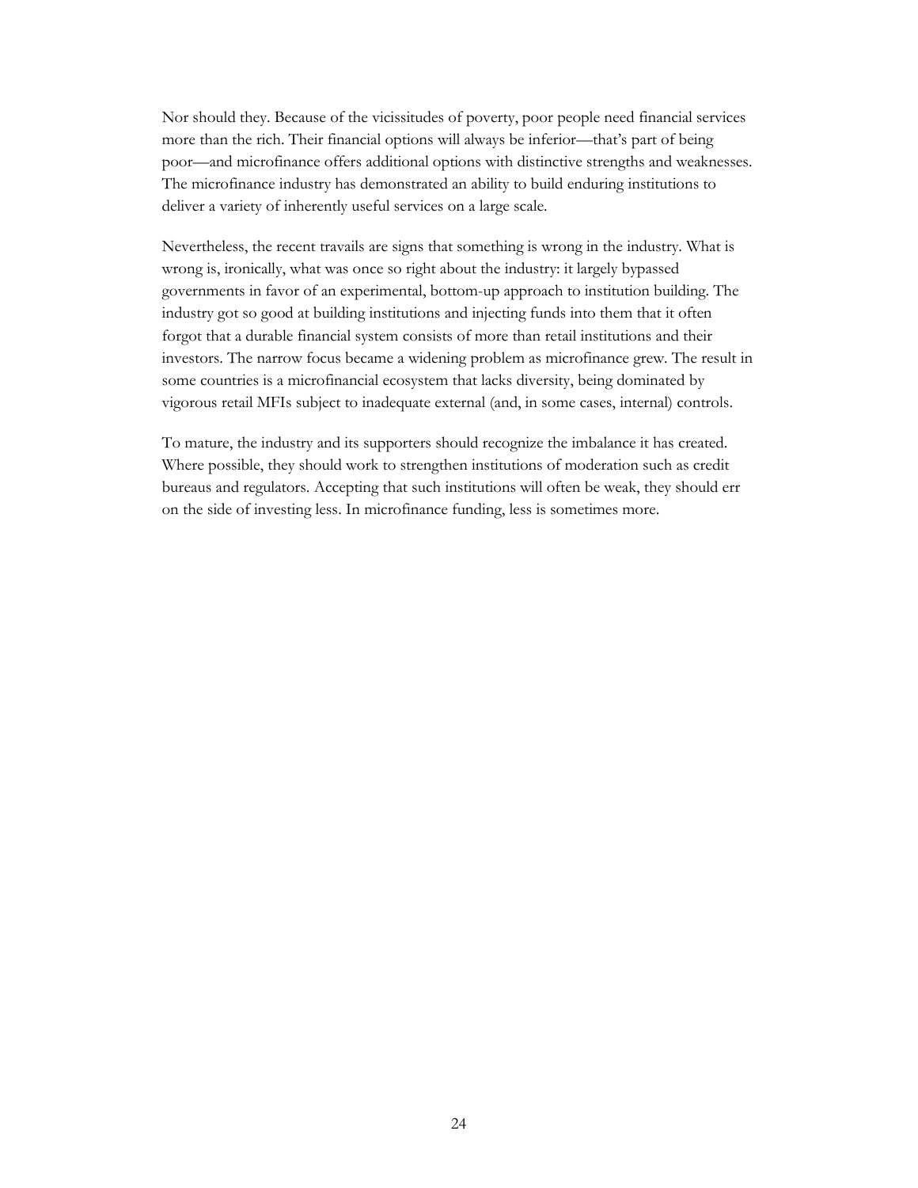Nor should they. Because of the vicissitudes of poverty, poor people need financial services more than the rich. Their financial options will always be inferior—that's part of being poor—and microfinance offers additional options with distinctive strengths and weaknesses. The microfinance industry has demonstrated an ability to build enduring institutions to deliver a variety of inherently useful services on a large scale.

Nevertheless, the recent travails are signs that something is wrong in the industry. What is wrong is, ironically, what was once so right about the industry: it largely bypassed governments in favor of an experimental, bottom-up approach to institution building. The industry got so good at building institutions and injecting funds into them that it often forgot that a durable financial system consists of more than retail institutions and their investors. The narrow focus became a widening problem as microfinance grew. The result in some countries is a microfinancial ecosystem that lacks diversity, being dominated by vigorous retail MFIs subject to inadequate external (and, in some cases, internal) controls.

To mature, the industry and its supporters should recognize the imbalance it has created. Where possible, they should work to strengthen institutions of moderation such as credit bureaus and regulators. Accepting that such institutions will often be weak, they should err on the side of investing less. In microfinance funding, less is sometimes more.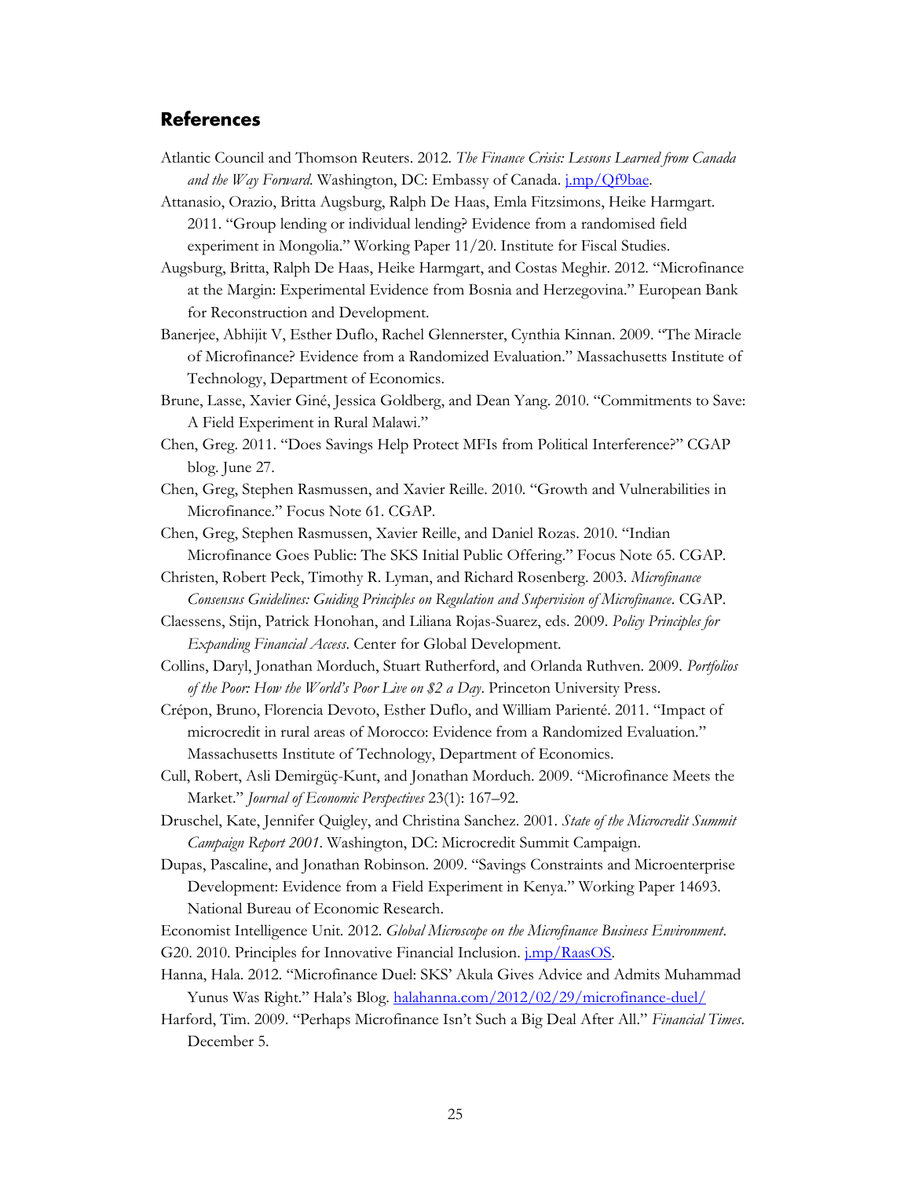## References

Atlantic Council and Thomson Reuters. 2012. *The Finance Crisis: Lessons Learned from Canada and the Way Forward*. Washington, DC: Embassy of Canada. j.mp/Qf9bae.

Attanasio, Orazio, Britta Augsburg, Ralph De Haas, Emla Fitzsimons, Heike Harmgart. 2011. "Group lending or individual lending? Evidence from a randomised field experiment in Mongolia." Working Paper 11/20. Institute for Fiscal Studies.

Augsburg, Britta, Ralph De Haas, Heike Harmgart, and Costas Meghir. 2012. "Microfinance at the Margin: Experimental Evidence from Bosnia and Herzegovina." European Bank for Reconstruction and Development.

Banerjee, Abhijit V, Esther Duflo, Rachel Glennerster, Cynthia Kinnan. 2009. "The Miracle of Microfinance? Evidence from a Randomized Evaluation." Massachusetts Institute of Technology, Department of Economics.

Brune, Lasse, Xavier Giné, Jessica Goldberg, and Dean Yang. 2010. "Commitments to Save: A Field Experiment in Rural Malawi."

Chen, Greg. 2011. "Does Savings Help Protect MFIs from Political Interference?" CGAP blog. June 27.

Chen, Greg, Stephen Rasmussen, and Xavier Reille. 2010. "Growth and Vulnerabilities in Microfinance." Focus Note 61. CGAP.

Chen, Greg, Stephen Rasmussen, Xavier Reille, and Daniel Rozas. 2010. "Indian Microfinance Goes Public: The SKS Initial Public Offering." Focus Note 65. CGAP.

Christen, Robert Peck, Timothy R. Lyman, and Richard Rosenberg. 2003. *Microfinance Consensus Guidelines: Guiding Principles on Regulation and Supervision of Microfinance*. CGAP.

Claessens, Stijn, Patrick Honohan, and Liliana Rojas-Suarez, eds. 2009. *Policy Principles for Expanding Financial Access*. Center for Global Development.

Collins, Daryl, Jonathan Morduch, Stuart Rutherford, and Orlanda Ruthven. 2009. *Portfolios of the Poor: How the World's Poor Live on $2 a Day*. Princeton University Press.

Crépon, Bruno, Florencia Devoto, Esther Duflo, and William Parienté. 2011. "Impact of microcredit in rural areas of Morocco: Evidence from a Randomized Evaluation." Massachusetts Institute of Technology, Department of Economics.

Cull, Robert, Asli Demirgüç-Kunt, and Jonathan Morduch. 2009. "Microfinance Meets the Market." *Journal of Economic Perspectives* 23(1): 167–92.

Druschel, Kate, Jennifer Quigley, and Christina Sanchez. 2001. *State of the Microcredit Summit Campaign Report 2001*. Washington, DC: Microcredit Summit Campaign.

Dupas, Pascaline, and Jonathan Robinson. 2009. "Savings Constraints and Microenterprise Development: Evidence from a Field Experiment in Kenya." Working Paper 14693. National Bureau of Economic Research.

Economist Intelligence Unit. 2012. *Global Microscope on the Microfinance Business Environment*.

G20. 2010. Principles for Innovative Financial Inclusion. j.mp/RaasOS.

Hanna, Hala. 2012. "Microfinance Duel: SKS' Akula Gives Advice and Admits Muhammad Yunus Was Right." Hala's Blog. halahanna.com/2012/02/29/microfinance-duel/

Harford, Tim. 2009. "Perhaps Microfinance Isn't Such a Big Deal After All." *Financial Times*. December 5.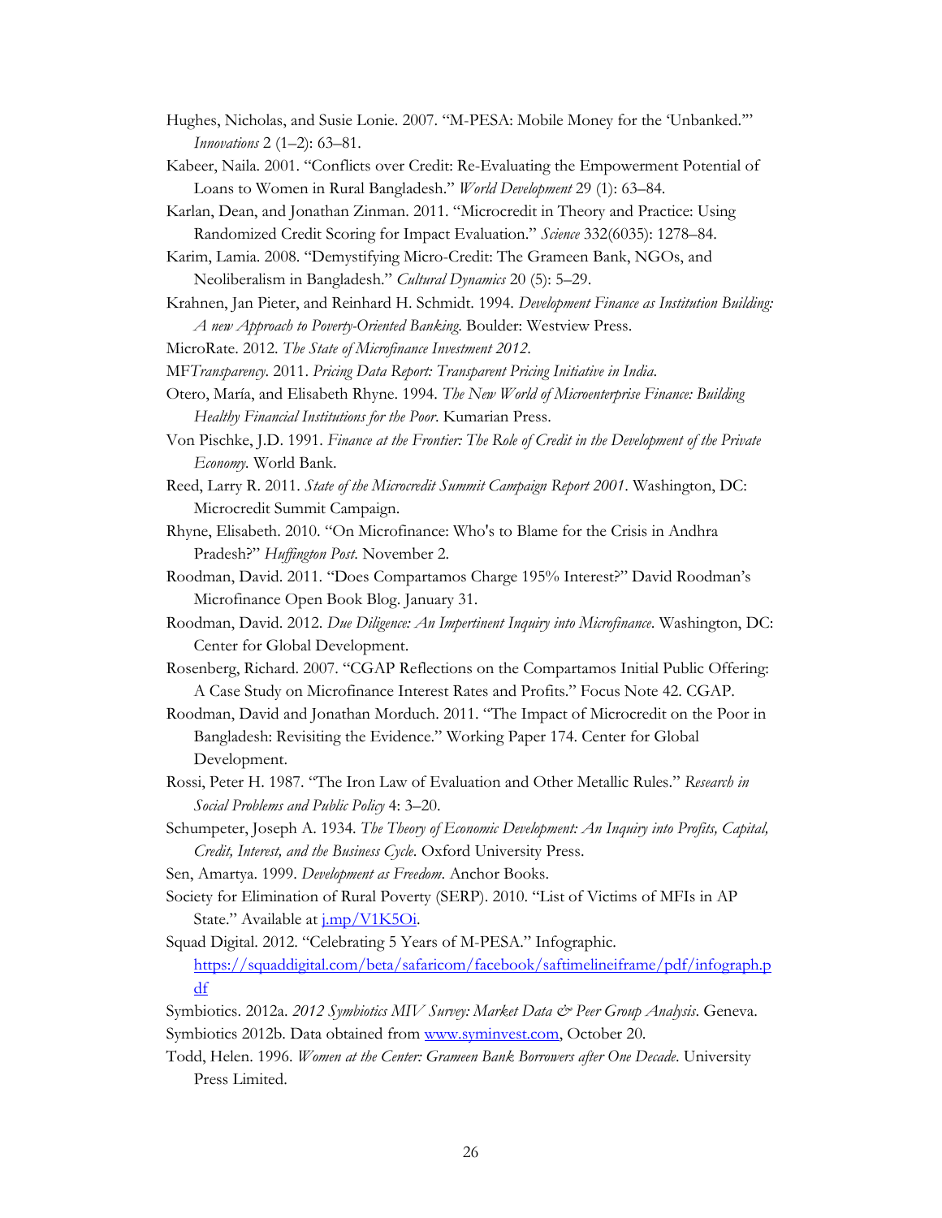Hughes, Nicholas, and Susie Lonie. 2007. "M-PESA: Mobile Money for the 'Unbanked.'" *Innovations* 2 (1–2): 63–81.

Kabeer, Naila. 2001. "Conflicts over Credit: Re-Evaluating the Empowerment Potential of Loans to Women in Rural Bangladesh." *World Development* 29 (1): 63–84.

Karlan, Dean, and Jonathan Zinman. 2011. "Microcredit in Theory and Practice: Using Randomized Credit Scoring for Impact Evaluation." *Science* 332(6035): 1278–84.

Karim, Lamia. 2008. "Demystifying Micro-Credit: The Grameen Bank, NGOs, and Neoliberalism in Bangladesh." *Cultural Dynamics* 20 (5): 5–29.

Krahnen, Jan Pieter, and Reinhard H. Schmidt. 1994. *Development Finance as Institution Building: A new Approach to Poverty-Oriented Banking*. Boulder: Westview Press.

MicroRate. 2012. *The State of Microfinance Investment 2012*.

MF*Transparency*. 2011. *Pricing Data Report: Transparent Pricing Initiative in India*.

Otero, María, and Elisabeth Rhyne. 1994. *The New World of Microenterprise Finance: Building Healthy Financial Institutions for the Poor*. Kumarian Press.

Von Pischke, J.D. 1991. *Finance at the Frontier: The Role of Credit in the Development of the Private Economy*. World Bank.

Reed, Larry R. 2011. *State of the Microcredit Summit Campaign Report 2001*. Washington, DC: Microcredit Summit Campaign.

Rhyne, Elisabeth. 2010. "On Microfinance: Who's to Blame for the Crisis in Andhra Pradesh?" *Huffington Post*. November 2.

Roodman, David. 2011. "Does Compartamos Charge 195% Interest?" David Roodman's Microfinance Open Book Blog. January 31.

Roodman, David. 2012. *Due Diligence: An Impertinent Inquiry into Microfinance*. Washington, DC: Center for Global Development.

Rosenberg, Richard. 2007. "CGAP Reflections on the Compartamos Initial Public Offering: A Case Study on Microfinance Interest Rates and Profits." Focus Note 42. CGAP.

Roodman, David and Jonathan Morduch. 2011. "The Impact of Microcredit on the Poor in Bangladesh: Revisiting the Evidence." Working Paper 174. Center for Global Development.

Rossi, Peter H. 1987. "The Iron Law of Evaluation and Other Metallic Rules." *Research in Social Problems and Public Policy* 4: 3–20.

Schumpeter, Joseph A. 1934. *The Theory of Economic Development: An Inquiry into Profits, Capital, Credit, Interest, and the Business Cycle*. Oxford University Press.

Sen, Amartya. 1999. *Development as Freedom*. Anchor Books.

Society for Elimination of Rural Poverty (SERP). 2010. "List of Victims of MFIs in AP State." Available at j.mp/V1K5Oi.

Squad Digital. 2012. "Celebrating 5 Years of M-PESA." Infographic. https://squaddigital.com/beta/safaricom/facebook/saftimelineiframe/pdf/infograph.pdf

Symbiotics. 2012a. *2012 Symbiotics MIV Survey: Market Data & Peer Group Analysis*. Geneva.

Symbiotics 2012b. Data obtained from www.syminvest.com, October 20.

Todd, Helen. 1996. *Women at the Center: Grameen Bank Borrowers after One Decade*. University Press Limited.